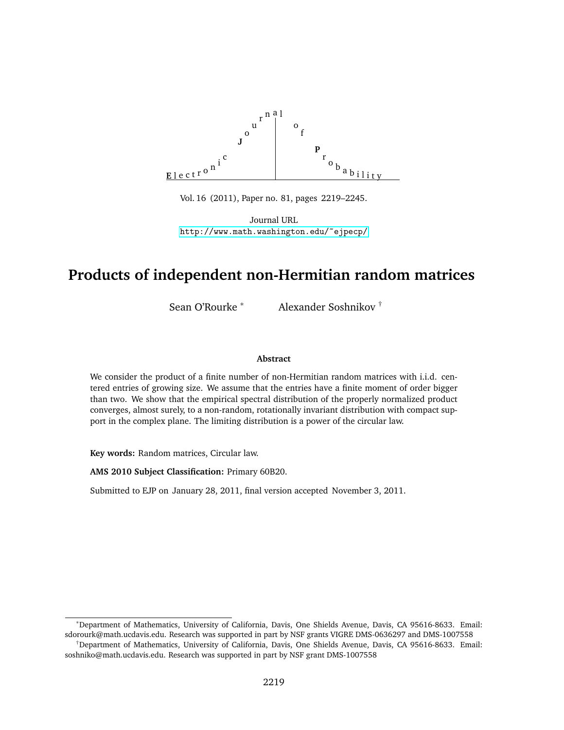Electronic Journal of Probability

Vol. 16 (2011), Paper no. 81, pages 2219–2245.

Journal URL
http://www.math.washington.edu/~ejpecp/

# Products of independent non-Hermitian random matrices

Sean O'Rourke [*] Alexander Soshnikov [†]

### Abstract

We consider the product of a finite number of non-Hermitian random matrices with i.i.d. centered entries of growing size. We assume that the entries have a finite moment of order bigger than two. We show that the empirical spectral distribution of the properly normalized product converges, almost surely, to a non-random, rotationally invariant distribution with compact support in the complex plane. The limiting distribution is a power of the circular law.

**Key words:** Random matrices, Circular law.

**AMS 2010 Subject Classification:** Primary 60B20.

Submitted to EJP on January 28, 2011, final version accepted November 3, 2011.

[*] Department of Mathematics, University of California, Davis, One Shields Avenue, Davis, CA 95616-8633. Email: sdorourk@math.ucdavis.edu. Research was supported in part by NSF grants VIGRE DMS-0636297 and DMS-1007558

[†] Department of Mathematics, University of California, Davis, One Shields Avenue, Davis, CA 95616-8633. Email: soshniko@math.ucdavis.edu. Research was supported in part by NSF grant DMS-1007558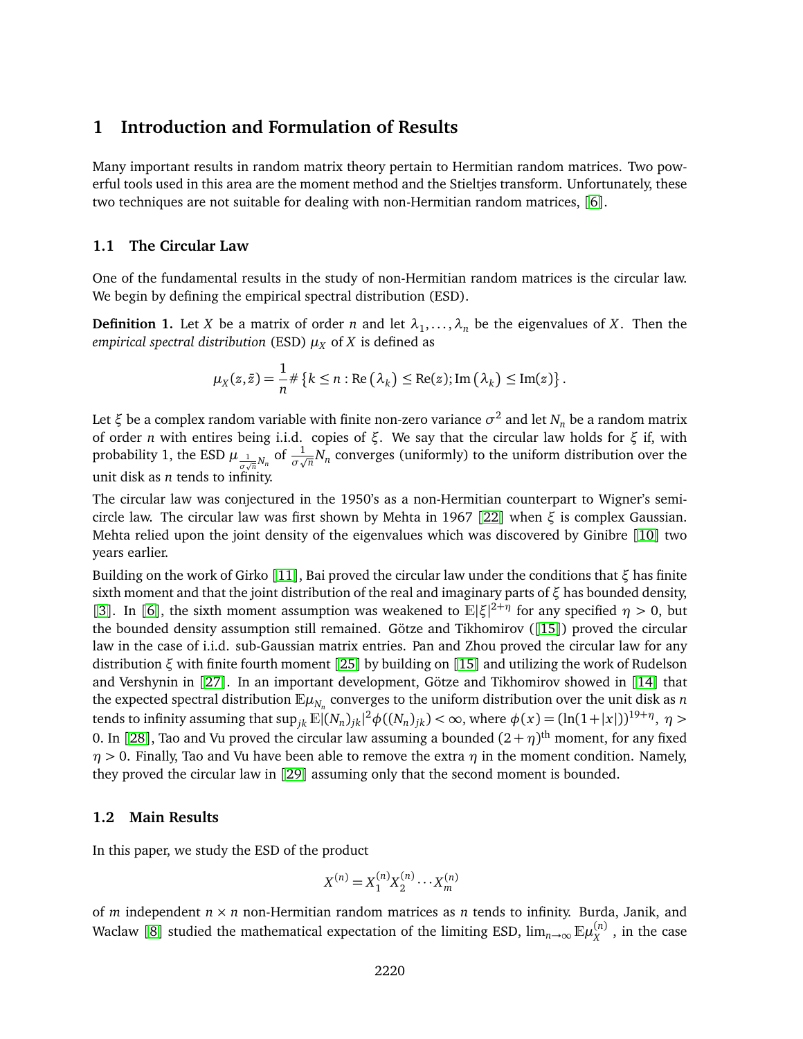# 1 Introduction and Formulation of Results

Many important results in random matrix theory pertain to Hermitian random matrices. Two powerful tools used in this area are the moment method and the Stieltjes transform. Unfortunately, these two techniques are not suitable for dealing with non-Hermitian random matrices, [6].

## 1.1 The Circular Law

One of the fundamental results in the study of non-Hermitian random matrices is the circular law. We begin by defining the empirical spectral distribution (ESD).

**Definition 1.** Let $X$ be a matrix of order $n$ and let $\lambda_1, \ldots, \lambda_n$ be the eigenvalues of $X$. Then the *empirical spectral distribution* (ESD) $\mu_X$ of $X$ is defined as

$$\mu_X(z, \bar{z}) = \frac{1}{n} \# \left\{ k \leq n : \mathrm{Re}\left(\lambda_k\right) \leq \mathrm{Re}(z); \mathrm{Im}\left(\lambda_k\right) \leq \mathrm{Im}(z) \right\}.$$

Let $\xi$ be a complex random variable with finite non-zero variance $\sigma^2$ and let $N_n$ be a random matrix of order $n$ with entires being i.i.d. copies of $\xi$. We say that the circular law holds for $\xi$ if, with probability 1, the ESD $\mu_{\frac{1}{\sigma\sqrt{n}}N_n}$ of $\frac{1}{\sigma\sqrt{n}}N_n$ converges (uniformly) to the uniform distribution over the unit disk as $n$ tends to infinity.

The circular law was conjectured in the 1950's as a non-Hermitian counterpart to Wigner's semicircle law. The circular law was first shown by Mehta in 1967 [22] when $\xi$ is complex Gaussian. Mehta relied upon the joint density of the eigenvalues which was discovered by Ginibre [10] two years earlier.

Building on the work of Girko [11], Bai proved the circular law under the conditions that $\xi$ has finite sixth moment and that the joint distribution of the real and imaginary parts of $\xi$ has bounded density, [3]. In [6], the sixth moment assumption was weakened to $\mathbb{E}|\xi|^{2+\eta}$ for any specified $\eta > 0$, but the bounded density assumption still remained. Götze and Tikhomirov ([15]) proved the circular law in the case of i.i.d. sub-Gaussian matrix entries. Pan and Zhou proved the circular law for any distribution $\xi$ with finite fourth moment [25] by building on [15] and utilizing the work of Rudelson and Vershynin in [27]. In an important development, Götze and Tikhomirov showed in [14] that the expected spectral distribution $\mathbb{E}\mu_{N_n}$ converges to the uniform distribution over the unit disk as $n$ tends to infinity assuming that $\sup_{jk} \mathbb{E}|(N_n)_{jk}|^2 \phi((N_n)_{jk}) < \infty$, where $\phi(x) = (\ln(1+|x|))^{19+\eta}$, $\eta > 0$. In [28], Tao and Vu proved the circular law assuming a bounded $(2+\eta)^{\text{th}}$ moment, for any fixed $\eta > 0$. Finally, Tao and Vu have been able to remove the extra $\eta$ in the moment condition. Namely, they proved the circular law in [29] assuming only that the second moment is bounded.

## 1.2 Main Results

In this paper, we study the ESD of the product

$$X^{(n)} = X_1^{(n)} X_2^{(n)} \cdots X_m^{(n)}$$

of $m$ independent $n \times n$ non-Hermitian random matrices as $n$ tends to infinity. Burda, Janik, and Waclaw [8] studied the mathematical expectation of the limiting ESD, $\lim_{n\to\infty} \mathbb{E}\mu_X^{(n)}$, in the case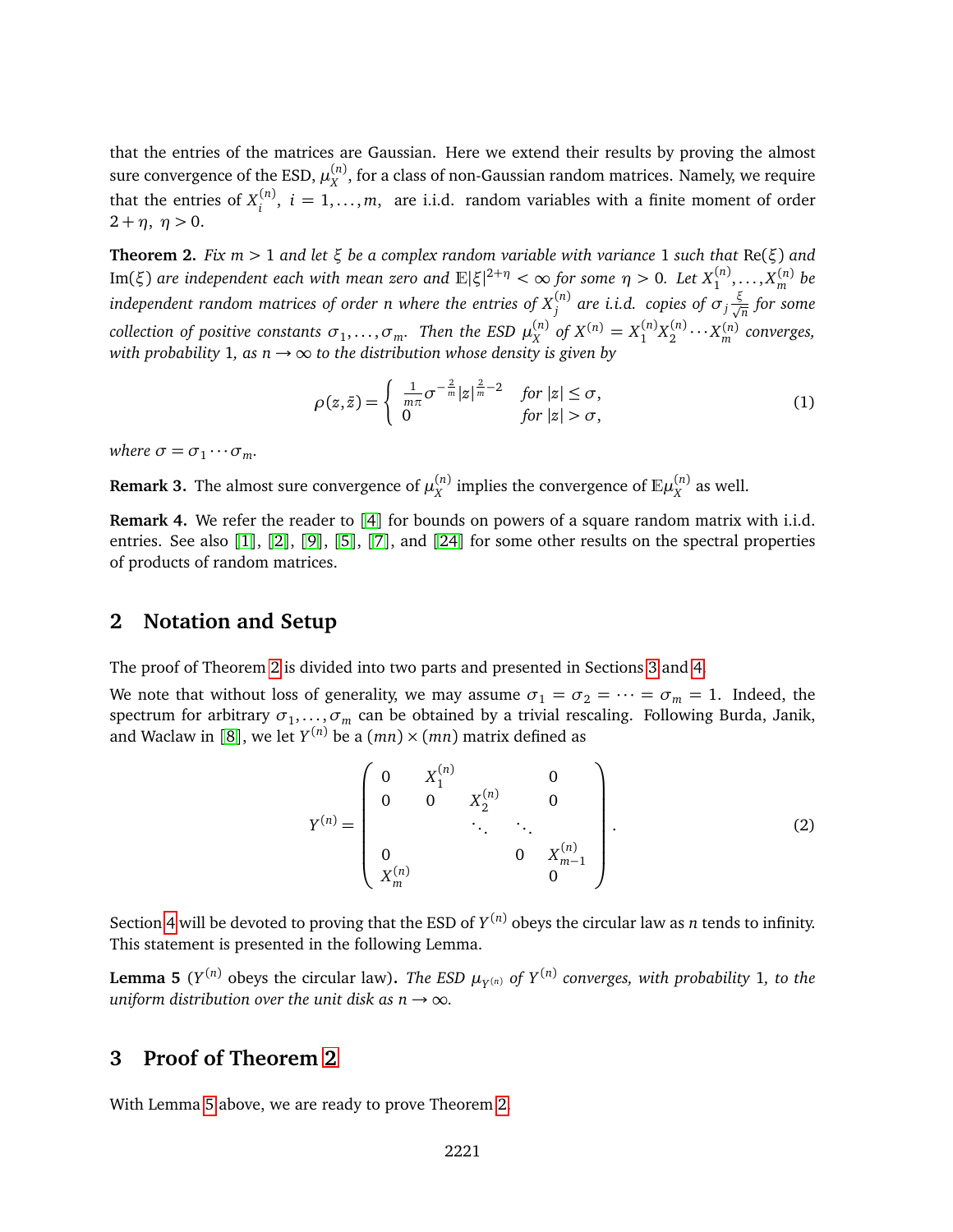that the entries of the matrices are Gaussian. Here we extend their results by proving the almost sure convergence of the ESD, $\mu_X^{(n)}$, for a class of non-Gaussian random matrices. Namely, we require that the entries of $X_i^{(n)}$, $i = 1, \ldots, m$, are i.i.d. random variables with a finite moment of order $2 + \eta$, $\eta > 0$.

**Theorem 2.** *Fix $m > 1$ and let $\xi$ be a complex random variable with variance 1 such that $\mathrm{Re}(\xi)$ and $\mathrm{Im}(\xi)$ are independent each with mean zero and $\mathbb{E}|\xi|^{2+\eta} < \infty$ for some $\eta > 0$. Let $X_1^{(n)}, \ldots, X_m^{(n)}$ be independent random matrices of order $n$ where the entries of $X_j^{(n)}$ are i.i.d. copies of $\sigma_j \frac{\xi}{\sqrt{n}}$ for some collection of positive constants $\sigma_1, \ldots, \sigma_m$. Then the ESD $\mu_X^{(n)}$ of $X^{(n)} = X_1^{(n)} X_2^{(n)} \cdots X_m^{(n)}$ converges, with probability 1, as $n \to \infty$ to the distribution whose density is given by*

$$\rho(z, \bar{z}) = \begin{cases} \frac{1}{m\pi} \sigma^{-\frac{2}{m}} |z|^{\frac{2}{m} - 2} & \text{for } |z| \leq \sigma, \\ 0 & \text{for } |z| > \sigma, \end{cases} \tag{1}$$

*where $\sigma = \sigma_1 \cdots \sigma_m$.*

**Remark 3.** The almost sure convergence of $\mu_X^{(n)}$ implies the convergence of $\mathbb{E}\mu_X^{(n)}$ as well.

**Remark 4.** We refer the reader to [4] for bounds on powers of a square random matrix with i.i.d. entries. See also [1], [2], [9], [5], [7], and [24] for some other results on the spectral properties of products of random matrices.

## 2 Notation and Setup

The proof of Theorem 2 is divided into two parts and presented in Sections 3 and 4.

We note that without loss of generality, we may assume $\sigma_1 = \sigma_2 = \cdots = \sigma_m = 1$. Indeed, the spectrum for arbitrary $\sigma_1, \ldots, \sigma_m$ can be obtained by a trivial rescaling. Following Burda, Janik, and Waclaw in [8], we let $Y^{(n)}$ be a $(mn) \times (mn)$ matrix defined as

$$Y^{(n)} = \begin{pmatrix} 0 & X_1^{(n)} & & & 0 \\ 0 & 0 & X_2^{(n)} & & 0 \\ & & \ddots & \ddots & \\ 0 & & & 0 & X_{m-1}^{(n)} \\ X_m^{(n)} & & & & 0 \end{pmatrix}. \tag{2}$$

Section 4 will be devoted to proving that the ESD of $Y^{(n)}$ obeys the circular law as $n$ tends to infinity. This statement is presented in the following Lemma.

**Lemma 5** ($Y^{(n)}$ obeys the circular law)**.** *The ESD $\mu_{Y^{(n)}}$ of $Y^{(n)}$ converges, with probability 1, to the uniform distribution over the unit disk as $n \to \infty$.*

## 3 Proof of Theorem 2

With Lemma 5 above, we are ready to prove Theorem 2.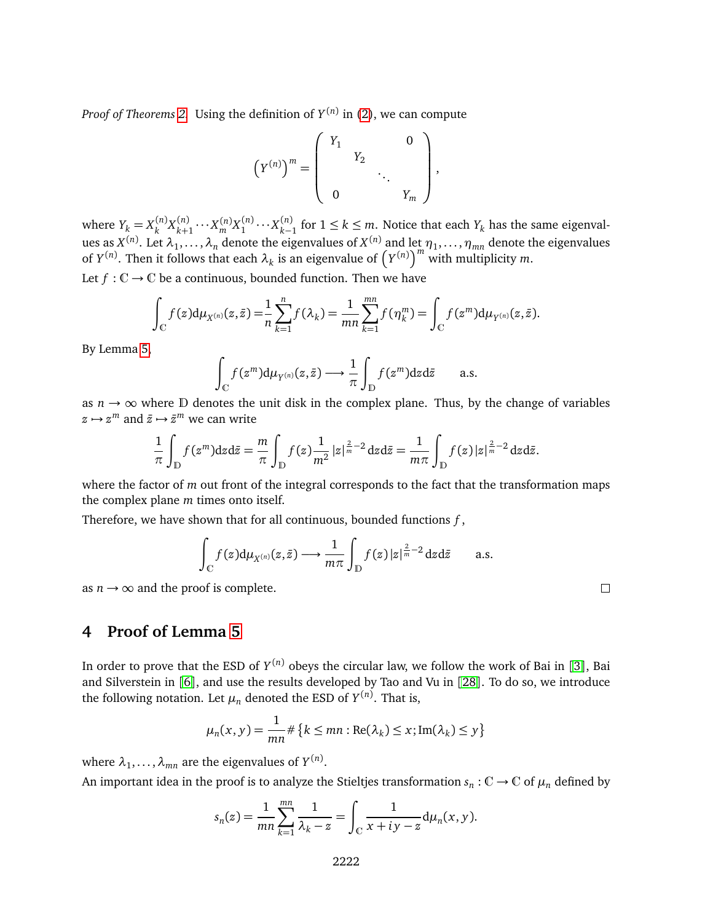*Proof of Theorems 2.* Using the definition of $Y^{(n)}$ in (2), we can compute

$$\left(Y^{(n)}\right)^m = \begin{pmatrix} Y_1 & & & 0 \\ & Y_2 & & \\ & & \ddots & \\ 0 & & & Y_m \end{pmatrix},$$

where $Y_k = X_k^{(n)} X_{k+1}^{(n)} \cdots X_m^{(n)} X_1^{(n)} \cdots X_{k-1}^{(n)}$ for $1 \leq k \leq m$. Notice that each $Y_k$ has the same eigenvalues as $X^{(n)}$. Let $\lambda_1, \ldots, \lambda_n$ denote the eigenvalues of $X^{(n)}$ and let $\eta_1, \ldots, \eta_{mn}$ denote the eigenvalues of $Y^{(n)}$. Then it follows that each $\lambda_k$ is an eigenvalue of $\left(Y^{(n)}\right)^m$ with multiplicity $m$.

Let $f : \mathbb{C} \to \mathbb{C}$ be a continuous, bounded function. Then we have

$$\int_{\mathbb{C}} f(z) \mathrm{d}\mu_{X^{(n)}}(z, \bar{z}) = \frac{1}{n} \sum_{k=1}^{n} f(\lambda_k) = \frac{1}{mn} \sum_{k=1}^{mn} f(\eta_k^m) = \int_{\mathbb{C}} f(z^m) \mathrm{d}\mu_{Y^{(n)}}(z, \bar{z}).$$

By Lemma 5,

$$\int_{\mathbb{C}} f(z^m) \mathrm{d}\mu_{Y^{(n)}}(z, \bar{z}) \longrightarrow \frac{1}{\pi} \int_{\mathbb{D}} f(z^m) \mathrm{d}z \mathrm{d}\bar{z} \qquad \text{a.s.}$$

as $n \to \infty$ where $\mathbb{D}$ denotes the unit disk in the complex plane. Thus, by the change of variables $z \mapsto z^m$ and $\bar{z} \mapsto \bar{z}^m$ we can write

$$\frac{1}{\pi} \int_{\mathbb{D}} f(z^m) \mathrm{d}z \mathrm{d}\bar{z} = \frac{m}{\pi} \int_{\mathbb{D}} f(z) \frac{1}{m^2} |z|^{\frac{2}{m}-2} \mathrm{d}z \mathrm{d}\bar{z} = \frac{1}{m\pi} \int_{\mathbb{D}} f(z) |z|^{\frac{2}{m}-2} \mathrm{d}z \mathrm{d}\bar{z}.$$

where the factor of $m$ out front of the integral corresponds to the fact that the transformation maps the complex plane $m$ times onto itself.

Therefore, we have shown that for all continuous, bounded functions $f$,

$$\int_{\mathbb{C}} f(z) \mathrm{d}\mu_{X^{(n)}}(z, \bar{z}) \longrightarrow \frac{1}{m\pi} \int_{\mathbb{D}} f(z) |z|^{\frac{2}{m}-2} \mathrm{d}z \mathrm{d}\bar{z} \qquad \text{a.s.}$$

as $n \to \infty$ and the proof is complete. □

## 4 Proof of Lemma 5

In order to prove that the ESD of $Y^{(n)}$ obeys the circular law, we follow the work of Bai in [3], Bai and Silverstein in [6], and use the results developed by Tao and Vu in [28]. To do so, we introduce the following notation. Let $\mu_n$ denoted the ESD of $Y^{(n)}$. That is,

$$\mu_n(x, y) = \frac{1}{mn} \# \left\{ k \leq mn : \mathrm{Re}(\lambda_k) \leq x; \mathrm{Im}(\lambda_k) \leq y \right\}$$

where $\lambda_1, \ldots, \lambda_{mn}$ are the eigenvalues of $Y^{(n)}$.

An important idea in the proof is to analyze the Stieltjes transformation $s_n : \mathbb{C} \to \mathbb{C}$ of $\mu_n$ defined by

$$s_n(z) = \frac{1}{mn} \sum_{k=1}^{mn} \frac{1}{\lambda_k - z} = \int_{\mathbb{C}} \frac{1}{x + iy - z} \mathrm{d}\mu_n(x, y).$$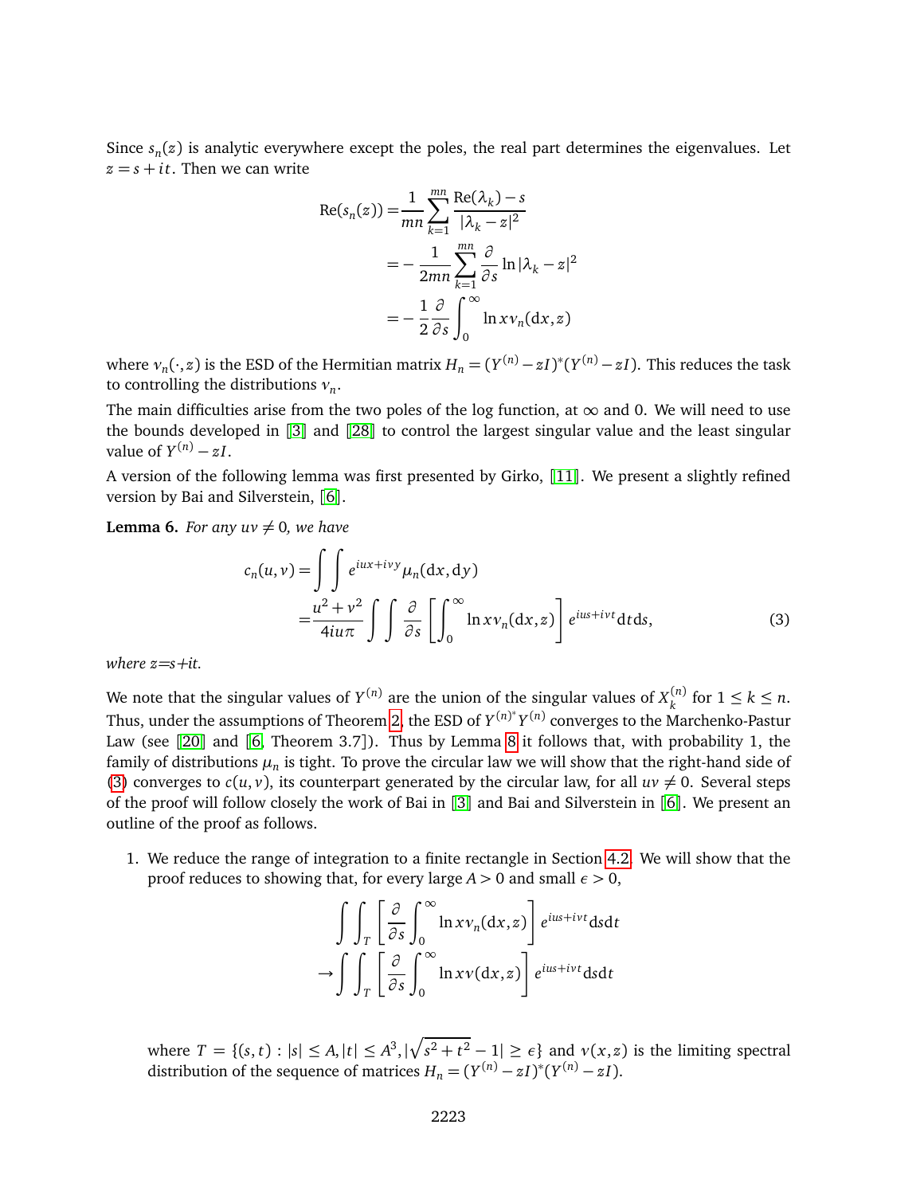Since $s_n(z)$ is analytic everywhere except the poles, the real part determines the eigenvalues. Let $z = s + it$. Then we can write

$$
\begin{aligned}
\operatorname{Re}(s_n(z)) =& \frac{1}{mn} \sum_{k=1}^{mn} \frac{\operatorname{Re}(\lambda_k) - s}{|\lambda_k - z|^2} \\
=& -\frac{1}{2mn} \sum_{k=1}^{mn} \frac{\partial}{\partial s} \ln |\lambda_k - z|^2 \\
=& -\frac{1}{2} \frac{\partial}{\partial s} \int_0^\infty \ln x \nu_n(\mathrm{d}x, z)
\end{aligned}
$$

where $\nu_n(\cdot, z)$ is the ESD of the Hermitian matrix $H_n = (Y^{(n)} - zI)^*(Y^{(n)} - zI)$. This reduces the task to controlling the distributions $\nu_n$.

The main difficulties arise from the two poles of the log function, at $\infty$ and 0. We will need to use the bounds developed in [3] and [28] to control the largest singular value and the least singular value of $Y^{(n)} - zI$.

A version of the following lemma was first presented by Girko, [11]. We present a slightly refined version by Bai and Silverstein, [6].

**Lemma 6.** *For any $uv \neq 0$, we have*

$$
\begin{aligned}
c_n(u, v) =& \int\int e^{iux+ivy} \mu_n(\mathrm{d}x, \mathrm{d}y) \\
=& \frac{u^2 + v^2}{4iu\pi} \int\int \frac{\partial}{\partial s} \left[ \int_0^\infty \ln x \nu_n(\mathrm{d}x, z) \right] e^{ius+ivt} \mathrm{d}t \mathrm{d}s,
\end{aligned}
\tag{3}
$$

*where $z$=$s$+$it$.*

We note that the singular values of $Y^{(n)}$ are the union of the singular values of $X_k^{(n)}$ for $1 \le k \le n$. Thus, under the assumptions of Theorem 2, the ESD of $Y^{(n)^*} Y^{(n)}$ converges to the Marchenko-Pastur Law (see [20] and [6, Theorem 3.7]). Thus by Lemma 8 it follows that, with probability 1, the family of distributions $\mu_n$ is tight. To prove the circular law we will show that the right-hand side of (3) converges to $c(u, v)$, its counterpart generated by the circular law, for all $uv \neq 0$. Several steps of the proof will follow closely the work of Bai in [3] and Bai and Silverstein in [6]. We present an outline of the proof as follows.

1. We reduce the range of integration to a finite rectangle in Section 4.2. We will show that the proof reduces to showing that, for every large $A > 0$ and small $\epsilon > 0$,

$$
\begin{aligned}
&\int\int_T \left[ \frac{\partial}{\partial s} \int_0^\infty \ln x \nu_n(\mathrm{d}x, z) \right] e^{ius+ivt} \mathrm{d}s \mathrm{d}t \\
\to &\int\int_T \left[ \frac{\partial}{\partial s} \int_0^\infty \ln x \nu(\mathrm{d}x, z) \right] e^{ius+ivt} \mathrm{d}s \mathrm{d}t
\end{aligned}
$$

   where $T = \{(s, t) : |s| \le A, |t| \le A^3, |\sqrt{s^2 + t^2} - 1| \ge \epsilon\}$ and $\nu(x, z)$ is the limiting spectral distribution of the sequence of matrices $H_n = (Y^{(n)} - zI)^*(Y^{(n)} - zI)$.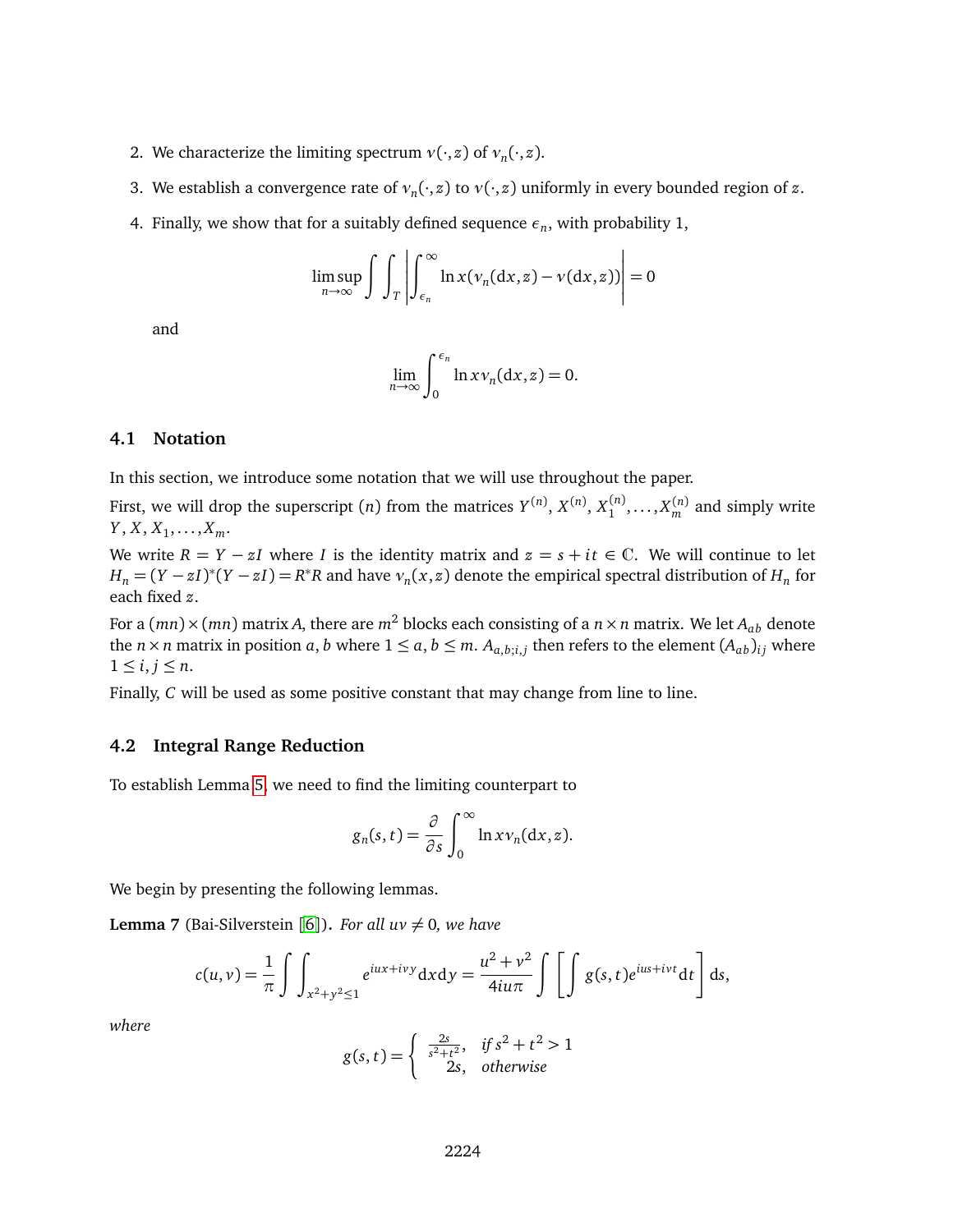2. We characterize the limiting spectrum $\nu(\cdot,z)$ of $\nu_n(\cdot,z)$.

3. We establish a convergence rate of $\nu_n(\cdot,z)$ to $\nu(\cdot,z)$ uniformly in every bounded region of $z$.

4. Finally, we show that for a suitably defined sequence $\epsilon_n$, with probability 1,

$$\limsup_{n\to\infty} \int\int_T \left| \int_{\epsilon_n}^{\infty} \ln x(\nu_n(\mathrm{d}x,z) - \nu(\mathrm{d}x,z)) \right| = 0$$

and

$$\lim_{n\to\infty} \int_0^{\epsilon_n} \ln x \nu_n(\mathrm{d}x,z) = 0.$$

### 4.1 Notation

In this section, we introduce some notation that we will use throughout the paper.

First, we will drop the superscript $(n)$ from the matrices $Y^{(n)}$, $X^{(n)}$, $X_1^{(n)},\ldots,X_m^{(n)}$ and simply write $Y, X, X_1,\ldots,X_m$.

We write $R = Y - zI$ where $I$ is the identity matrix and $z = s+it \in \mathbb{C}$. We will continue to let $H_n = (Y-zI)^*(Y-zI) = R^*R$ and have $\nu_n(x,z)$ denote the empirical spectral distribution of $H_n$ for each fixed $z$.

For a $(mn)\times(mn)$ matrix $A$, there are $m^2$ blocks each consisting of a $n\times n$ matrix. We let $A_{ab}$ denote the $n\times n$ matrix in position $a,b$ where $1\le a,b\le m$. $A_{a,b;i,j}$ then refers to the element $(A_{ab})_{ij}$ where $1\le i,j\le n$.

Finally, $C$ will be used as some positive constant that may change from line to line.

### 4.2 Integral Range Reduction

To establish Lemma 5, we need to find the limiting counterpart to

$$g_n(s,t) = \frac{\partial}{\partial s}\int_0^{\infty} \ln x \nu_n(\mathrm{d}x,z).$$

We begin by presenting the following lemmas.

**Lemma 7** (Bai-Silverstein [6])**.** *For all $uv \neq 0$, we have*

$$c(u,v) = \frac{1}{\pi}\int\int_{x^2+y^2\le 1} e^{iux+ivy}\mathrm{d}x\mathrm{d}y = \frac{u^2+v^2}{4iu\pi}\int\left[\int g(s,t)e^{ius+ivt}\mathrm{d}t\right]\mathrm{d}s,$$

*where*

$$g(s,t) = \begin{cases} \frac{2s}{s^2+t^2}, & \textit{if } s^2+t^2>1 \\ 2s, & \textit{otherwise} \end{cases}$$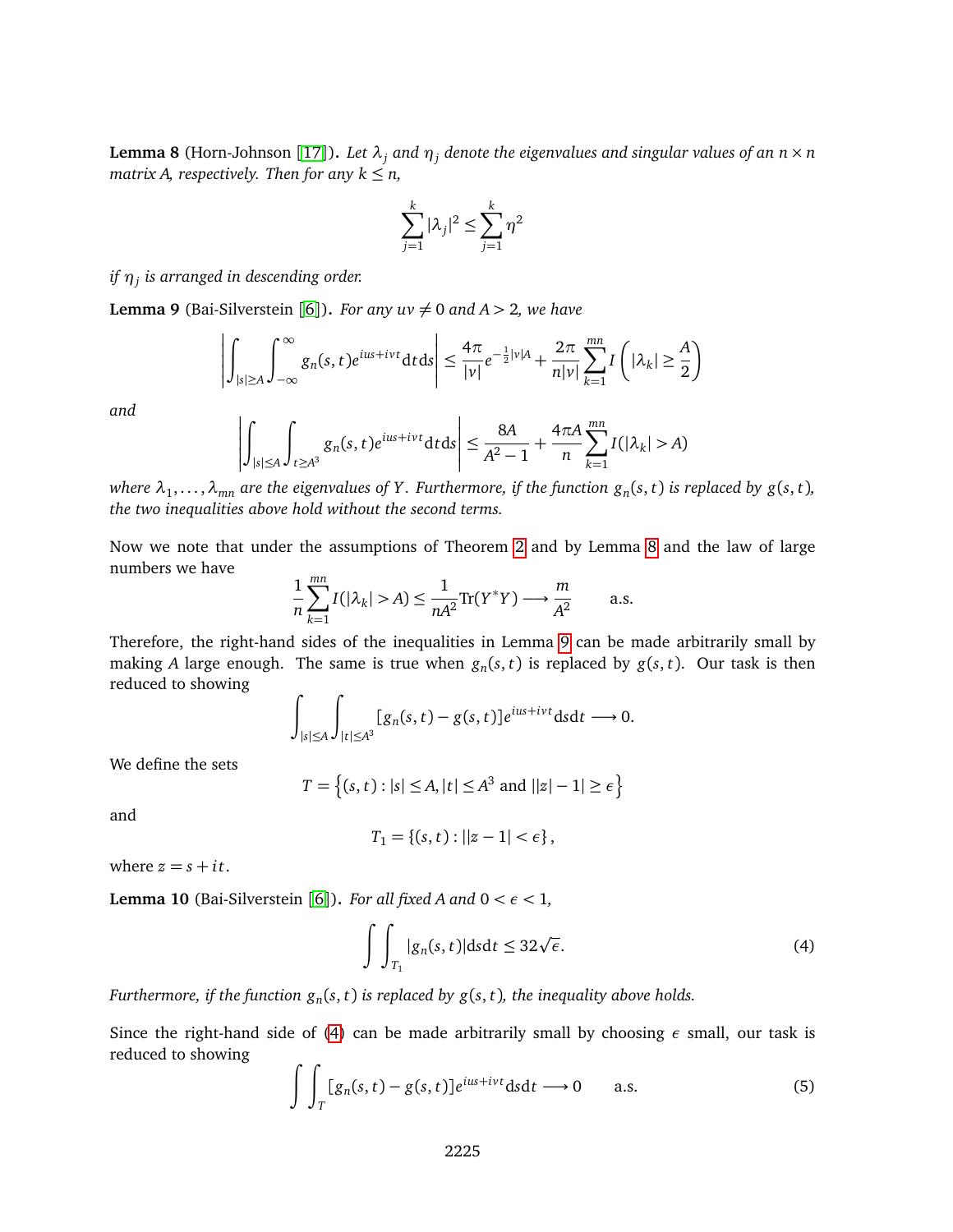**Lemma 8** (Horn-Johnson [17]). *Let $\lambda_j$ and $\eta_j$ denote the eigenvalues and singular values of an $n \times n$ matrix A, respectively. Then for any $k \leq n$,*

$$\sum_{j=1}^{k} |\lambda_j|^2 \leq \sum_{j=1}^{k} \eta^2$$

*if $\eta_j$ is arranged in descending order.*

**Lemma 9** (Bai-Silverstein [6]). *For any $uv \neq 0$ and $A > 2$, we have*

$$\left| \int_{|s|\geq A} \int_{-\infty}^{\infty} g_n(s,t) e^{ius+ivt} \mathrm{d}t\mathrm{d}s \right| \leq \frac{4\pi}{|v|} e^{-\frac{1}{2}|v|A} + \frac{2\pi}{n|v|} \sum_{k=1}^{mn} I\left( |\lambda_k| \geq \frac{A}{2} \right)$$

*and*

$$\left| \int_{|s|\leq A} \int_{t\geq A^3} g_n(s,t) e^{ius+ivt} \mathrm{d}t\mathrm{d}s \right| \leq \frac{8A}{A^2-1} + \frac{4\pi A}{n} \sum_{k=1}^{mn} I(|\lambda_k| > A)$$

*where $\lambda_1, \ldots, \lambda_{mn}$ are the eigenvalues of $Y$. Furthermore, if the function $g_n(s,t)$ is replaced by $g(s,t)$, the two inequalities above hold without the second terms.*

Now we note that under the assumptions of Theorem 2 and by Lemma 8 and the law of large numbers we have

$$\frac{1}{n} \sum_{k=1}^{mn} I(|\lambda_k| > A) \leq \frac{1}{nA^2} \mathrm{Tr}(Y^*Y) \longrightarrow \frac{m}{A^2} \qquad \text{a.s.}$$

Therefore, the right-hand sides of the inequalities in Lemma 9 can be made arbitrarily small by making $A$ large enough. The same is true when $g_n(s,t)$ is replaced by $g(s,t)$. Our task is then reduced to showing

$$\int_{|s|\leq A} \int_{|t|\leq A^3} [g_n(s,t) - g(s,t)] e^{ius+ivt} \mathrm{d}s\mathrm{d}t \longrightarrow 0.$$

We define the sets

$$T = \left\{ (s,t) : |s| \leq A, |t| \leq A^3 \text{ and } ||z|-1| \geq \epsilon \right\}$$

and

$$T_1 = \{(s,t) : ||z-1| < \epsilon\},$$

where $z = s + it$.

**Lemma 10** (Bai-Silverstein [6]). *For all fixed A and $0 < \epsilon < 1$,*

$$\int\int_{T_1} |g_n(s,t)| \mathrm{d}s\mathrm{d}t \leq 32\sqrt{\epsilon}. \tag{4}$$

*Furthermore, if the function $g_n(s,t)$ is replaced by $g(s,t)$, the inequality above holds.*

Since the right-hand side of (4) can be made arbitrarily small by choosing $\epsilon$ small, our task is reduced to showing

$$\int\int_{T} [g_n(s,t) - g(s,t)] e^{ius+ivt} \mathrm{d}s\mathrm{d}t \longrightarrow 0 \qquad \text{a.s.} \tag{5}$$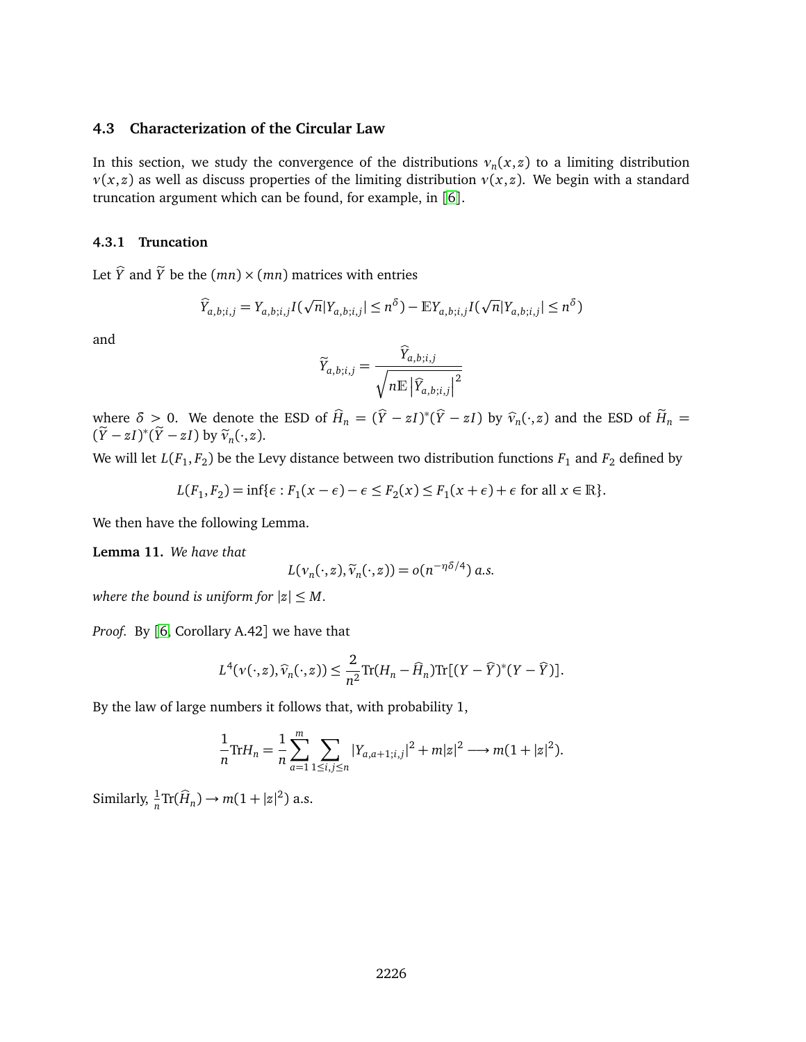### 4.3 Characterization of the Circular Law

In this section, we study the convergence of the distributions $\nu_n(x,z)$ to a limiting distribution $\nu(x,z)$ as well as discuss properties of the limiting distribution $\nu(x,z)$. We begin with a standard truncation argument which can be found, for example, in [6].

#### 4.3.1 Truncation

Let $\widehat{Y}$ and $\widetilde{Y}$ be the $(mn)\times(mn)$ matrices with entries

$$\widehat{Y}_{a,b;i,j} = Y_{a,b;i,j} I(\sqrt{n}|Y_{a,b;i,j}| \leq n^{\delta}) - \mathbb{E} Y_{a,b;i,j} I(\sqrt{n}|Y_{a,b;i,j}| \leq n^{\delta})$$

and

$$\widetilde{Y}_{a,b;i,j} = \frac{\widehat{Y}_{a,b;i,j}}{\sqrt{n\mathbb{E}\left|\widehat{Y}_{a,b;i,j}\right|^2}}$$

where $\delta > 0$. We denote the ESD of $\widehat{H}_n = (\widehat{Y} - zI)^*(\widehat{Y} - zI)$ by $\widehat{\nu}_n(\cdot, z)$ and the ESD of $\widetilde{H}_n = (\widetilde{Y} - zI)^*(\widetilde{Y} - zI)$ by $\widetilde{\nu}_n(\cdot, z)$.

We will let $L(F_1, F_2)$ be the Levy distance between two distribution functions $F_1$ and $F_2$ defined by

$$L(F_1, F_2) = \inf\{\epsilon : F_1(x-\epsilon) - \epsilon \leq F_2(x) \leq F_1(x+\epsilon) + \epsilon \text{ for all } x \in \mathbb{R}\}.$$

We then have the following Lemma.

**Lemma 11.** *We have that*

$$L(\nu_n(\cdot, z), \widetilde{\nu}_n(\cdot, z)) = o(n^{-\eta\delta/4}) \text{ a.s.}$$

*where the bound is uniform for $|z| \leq M$.*

*Proof.* By [6, Corollary A.42] we have that

$$L^4(\nu(\cdot, z), \widehat{\nu}_n(\cdot, z)) \leq \frac{2}{n^2}\mathrm{Tr}(H_n - \widehat{H}_n)\mathrm{Tr}[(Y - \widehat{Y})^*(Y - \widehat{Y})].$$

By the law of large numbers it follows that, with probability 1,

$$\frac{1}{n}\mathrm{Tr} H_n = \frac{1}{n}\sum_{a=1}^{m}\sum_{1\leq i,j\leq n}|Y_{a,a+1;i,j}|^2 + m|z|^2 \longrightarrow m(1+|z|^2).$$

Similarly, $\frac{1}{n}\mathrm{Tr}(\widehat{H}_n) \to m(1+|z|^2)$ a.s.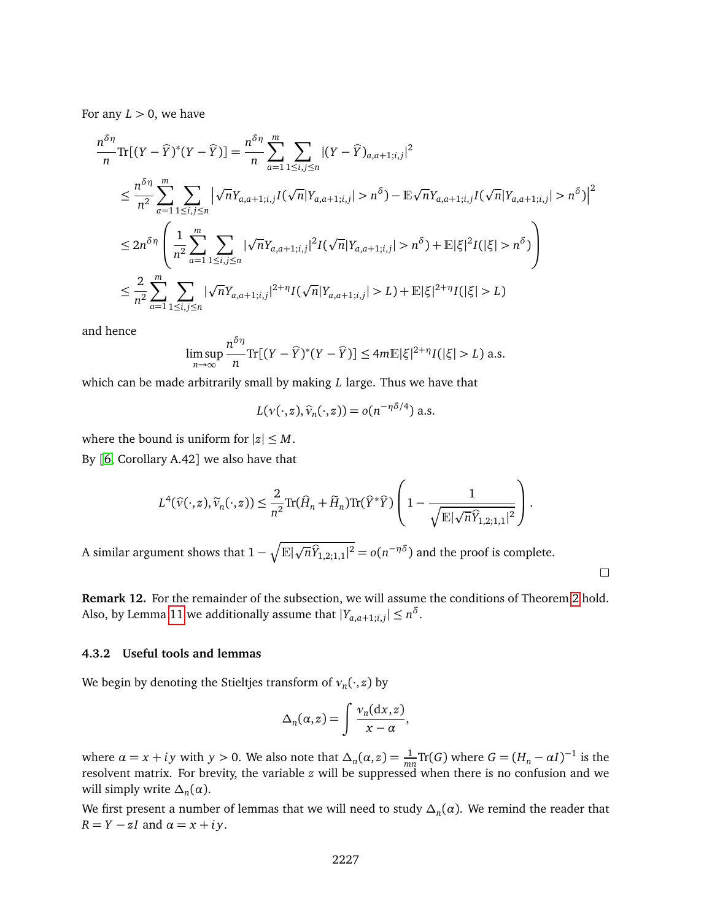For any $L > 0$, we have

$$
\begin{aligned}
\frac{n^{\delta\eta}}{n}\mathrm{Tr}[(Y-\widehat{Y})^*(Y-\widehat{Y})] &= \frac{n^{\delta\eta}}{n}\sum_{a=1}^{m}\sum_{1\le i,j\le n}|(Y-\widehat{Y})_{a,a+1;i,j}|^2 \\
&\le \frac{n^{\delta\eta}}{n^2}\sum_{a=1}^{m}\sum_{1\le i,j\le n}\left|\sqrt{n}Y_{a,a+1;i,j}I(\sqrt{n}|Y_{a,a+1;i,j}|>n^{\delta})-\mathbb{E}\sqrt{n}Y_{a,a+1;i,j}I(\sqrt{n}|Y_{a,a+1;i,j}|>n^{\delta})\right|^2 \\
&\le 2n^{\delta\eta}\left(\frac{1}{n^2}\sum_{a=1}^{m}\sum_{1\le i,j\le n}|\sqrt{n}Y_{a,a+1;i,j}|^2 I(\sqrt{n}|Y_{a,a+1;i,j}|>n^{\delta})+\mathbb{E}|\xi|^2 I(|\xi|>n^{\delta})\right) \\
&\le \frac{2}{n^2}\sum_{a=1}^{m}\sum_{1\le i,j\le n}|\sqrt{n}Y_{a,a+1;i,j}|^{2+\eta}I(\sqrt{n}|Y_{a,a+1;i,j}|>L)+\mathbb{E}|\xi|^{2+\eta}I(|\xi|>L)
\end{aligned}
$$

and hence

$$
\limsup_{n\to\infty}\frac{n^{\delta\eta}}{n}\mathrm{Tr}[(Y-\widehat{Y})^*(Y-\widehat{Y})]\le 4m\mathbb{E}|\xi|^{2+\eta}I(|\xi|>L)\text{ a.s.}
$$

which can be made arbitrarily small by making $L$ large. Thus we have that

$$
L(\nu(\cdot,z),\widehat{\nu}_n(\cdot,z)) = o(n^{-\eta\delta/4})\text{ a.s.}
$$

where the bound is uniform for $|z|\le M$.

By [6, Corollary A.42] we also have that

$$
L^4(\widehat{\nu}(\cdot,z),\widetilde{\nu}_n(\cdot,z))\le \frac{2}{n^2}\mathrm{Tr}(\widehat{H}_n+\widetilde{H}_n)\mathrm{Tr}(\widehat{Y}^*\widehat{Y})\left(1-\frac{1}{\sqrt{\mathbb{E}|\sqrt{n}\widehat{Y}_{1,2;1,1}|^2}}\right).
$$

A similar argument shows that $1-\sqrt{\mathbb{E}|\sqrt{n}\widehat{Y}_{1,2;1,1}|^2}=o(n^{-\eta\delta})$ and the proof is complete.

□

**Remark 12.** For the remainder of the subsection, we will assume the conditions of Theorem 2 hold. Also, by Lemma 11 we additionally assume that $|Y_{a,a+1;i,j}|\le n^{\delta}$.

### 4.3.2 Useful tools and lemmas

We begin by denoting the Stieltjes transform of $\nu_n(\cdot,z)$ by

$$
\Delta_n(\alpha,z)=\int\frac{\nu_n(\mathrm{d}x,z)}{x-\alpha},
$$

where $\alpha=x+iy$ with $y>0$. We also note that $\Delta_n(\alpha,z)=\frac{1}{mn}\mathrm{Tr}(G)$ where $G=(H_n-\alpha I)^{-1}$ is the resolvent matrix. For brevity, the variable $z$ will be suppressed when there is no confusion and we will simply write $\Delta_n(\alpha)$.

We first present a number of lemmas that we will need to study $\Delta_n(\alpha)$. We remind the reader that $R=Y-zI$ and $\alpha=x+iy$.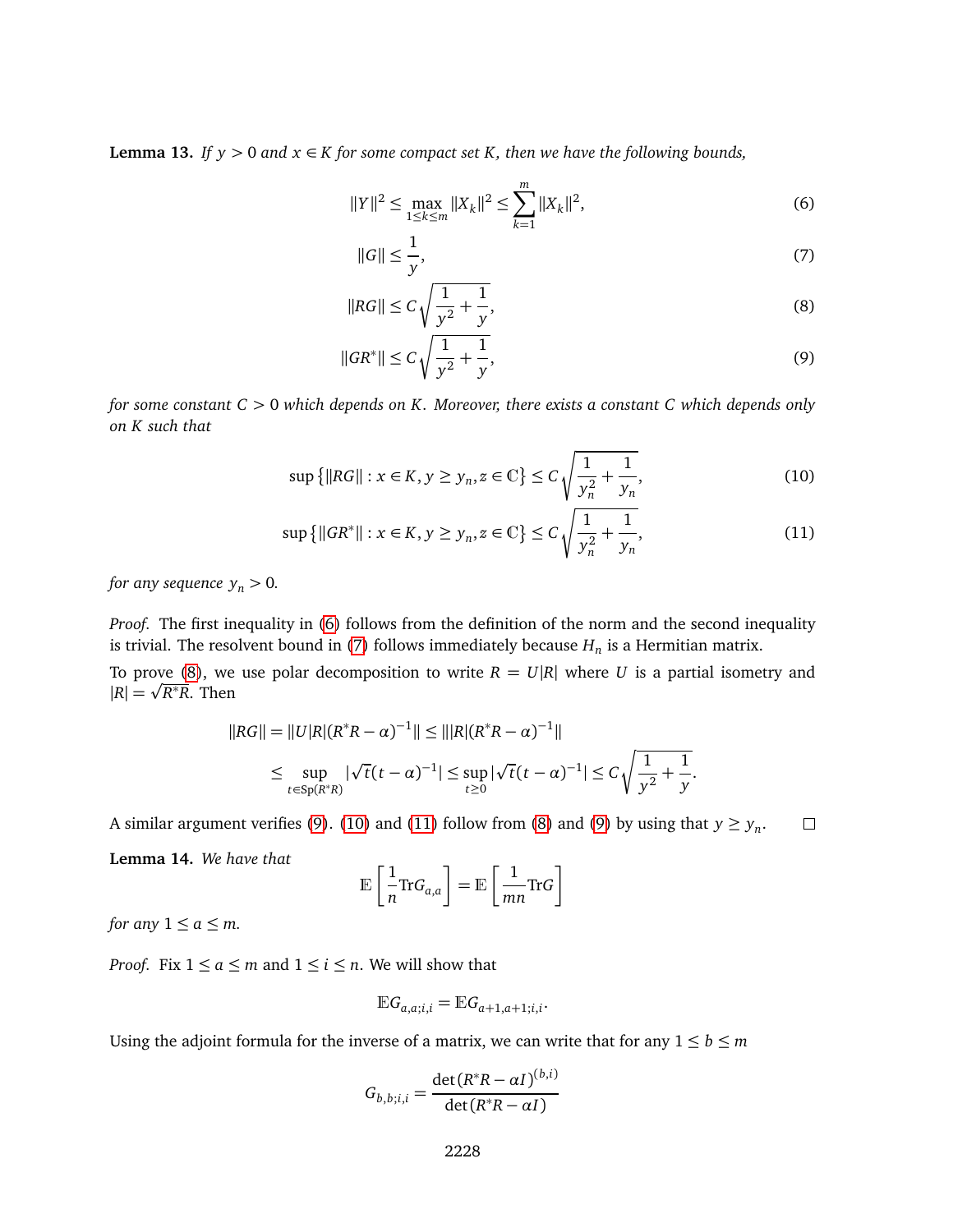**Lemma 13.** *If $y > 0$ and $x \in K$ for some compact set $K$, then we have the following bounds,*

$$\|Y\|^2 \leq \max_{1\leq k\leq m} \|X_k\|^2 \leq \sum_{k=1}^{m} \|X_k\|^2, \tag{6}$$

$$\|G\| \leq \frac{1}{y}, \tag{7}$$

$$\|RG\| \leq C\sqrt{\frac{1}{y^2} + \frac{1}{y}}, \tag{8}$$

$$\|GR^*\| \leq C\sqrt{\frac{1}{y^2} + \frac{1}{y}}, \tag{9}$$

*for some constant $C > 0$ which depends on $K$. Moreover, there exists a constant $C$ which depends only on $K$ such that*

$$\sup\left\{\|RG\| : x \in K, y \geq y_n, z \in \mathbb{C}\right\} \leq C\sqrt{\frac{1}{y_n^2} + \frac{1}{y_n}}, \tag{10}$$

$$\sup\left\{\|GR^*\| : x \in K, y \geq y_n, z \in \mathbb{C}\right\} \leq C\sqrt{\frac{1}{y_n^2} + \frac{1}{y_n}}, \tag{11}$$

*for any sequence $y_n > 0$.*

*Proof.* The first inequality in (6) follows from the definition of the norm and the second inequality is trivial. The resolvent bound in (7) follows immediately because $H_n$ is a Hermitian matrix.

To prove (8), we use polar decomposition to write $R = U|R|$ where $U$ is a partial isometry and $|R| = \sqrt{R^*R}$. Then

$$\begin{aligned}
\|RG\| &= \|U|R|(R^*R-\alpha)^{-1}\| \leq \||R|(R^*R-\alpha)^{-1}\| \\
&\leq \sup_{t\in \mathrm{Sp}(R^*R)} |\sqrt{t}(t-\alpha)^{-1}| \leq \sup_{t\geq 0} |\sqrt{t}(t-\alpha)^{-1}| \leq C\sqrt{\frac{1}{y^2}+\frac{1}{y}}.
\end{aligned}$$

A similar argument verifies (9). (10) and (11) follow from (8) and (9) by using that $y \geq y_n$. $\square$

**Lemma 14.** *We have that*

$$\mathbb{E}\left[\frac{1}{n}\mathrm{Tr}G_{a,a}\right] = \mathbb{E}\left[\frac{1}{mn}\mathrm{Tr}G\right]$$

*for any $1 \leq a \leq m$.*

*Proof.* Fix $1 \leq a \leq m$ and $1 \leq i \leq n$. We will show that

$$\mathbb{E}G_{a,a;i,i} = \mathbb{E}G_{a+1,a+1;i,i}.$$

Using the adjoint formula for the inverse of a matrix, we can write that for any $1 \leq b \leq m$

$$G_{b,b;i,i} = \frac{\det(R^*R - \alpha I)^{(b,i)}}{\det(R^*R-\alpha I)}$$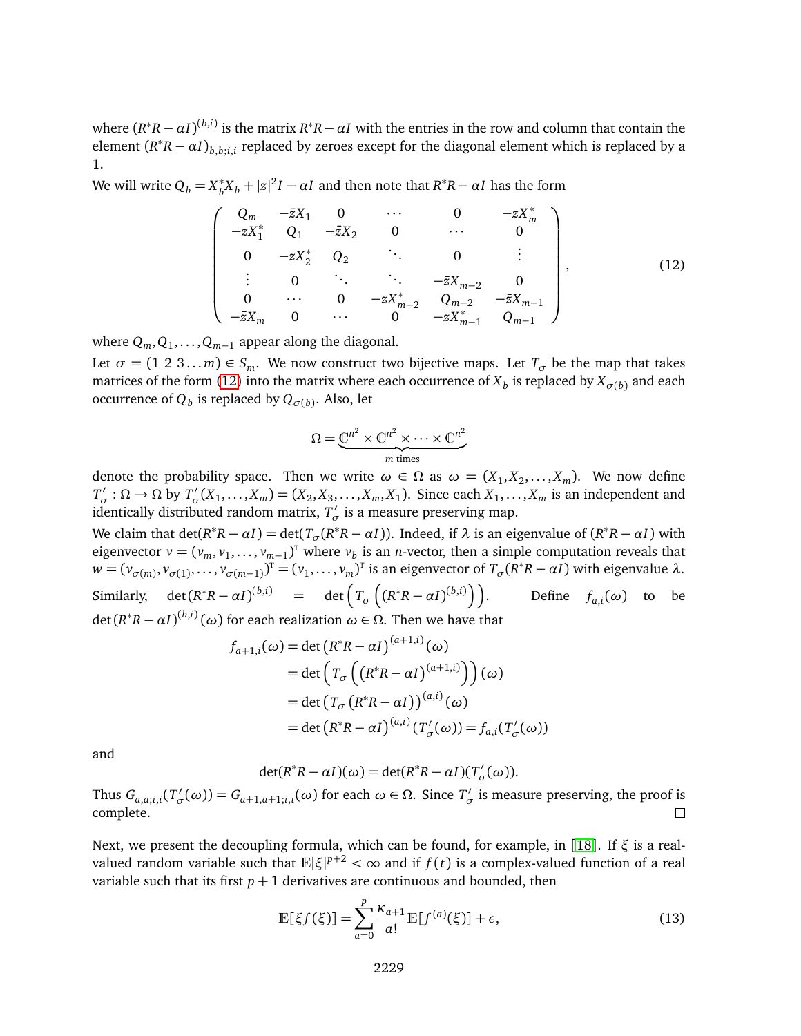where $(R^*R - \alpha I)^{(b,i)}$ is the matrix $R^*R - \alpha I$ with the entries in the row and column that contain the element $(R^*R - \alpha I)_{b,b;i,i}$ replaced by zeroes except for the diagonal element which is replaced by a 1.

We will write $Q_b = X_b^* X_b + |z|^2 I - \alpha I$ and then note that $R^*R - \alpha I$ has the form

$$\begin{pmatrix} Q_m & -\bar{z}X_1 & 0 & \cdots & 0 & -zX_m^* \\ -zX_1^* & Q_1 & -\bar{z}X_2 & 0 & \cdots & 0 \\ 0 & -zX_2^* & Q_2 & \ddots & 0 & \vdots \\ \vdots & 0 & \ddots & \ddots & -\bar{z}X_{m-2} & 0 \\ 0 & \cdots & 0 & -zX_{m-2}^* & Q_{m-2} & -\bar{z}X_{m-1} \\ -\bar{z}X_m & 0 & \cdots & 0 & -zX_{m-1}^* & Q_{m-1} \end{pmatrix}, \tag{12}$$

where $Q_m, Q_1, \ldots, Q_{m-1}$ appear along the diagonal.

Let $\sigma = (1\ 2\ 3 \ldots m) \in S_m$. We now construct two bijective maps. Let $T_\sigma$ be the map that takes matrices of the form (12) into the matrix where each occurrence of $X_b$ is replaced by $X_{\sigma(b)}$ and each occurrence of $Q_b$ is replaced by $Q_{\sigma(b)}$. Also, let

$$\Omega = \underbrace{\mathbb{C}^{n^2} \times \mathbb{C}^{n^2} \times \cdots \times \mathbb{C}^{n^2}}_{m \text{ times}}$$

denote the probability space. Then we write $\omega \in \Omega$ as $\omega = (X_1, X_2, \ldots, X_m)$. We now define $T'_\sigma : \Omega \to \Omega$ by $T'_\sigma(X_1, \ldots, X_m) = (X_2, X_3, \ldots, X_m, X_1)$. Since each $X_1, \ldots, X_m$ is an independent and identically distributed random matrix, $T'_\sigma$ is a measure preserving map.

We claim that $\det(R^*R - \alpha I) = \det(T_\sigma(R^*R - \alpha I))$. Indeed, if $\lambda$ is an eigenvalue of $(R^*R - \alpha I)$ with eigenvector $v = (v_m, v_1, \ldots, v_{m-1})^{\mathrm{T}}$ where $v_b$ is an $n$-vector, then a simple computation reveals that $w = (v_{\sigma(m)}, v_{\sigma(1)}, \ldots, v_{\sigma(m-1)})^{\mathrm{T}} = (v_1, \ldots, v_m)^{\mathrm{T}}$ is an eigenvector of $T_\sigma(R^*R - \alpha I)$ with eigenvalue $\lambda$. Similarly, $\det(R^*R - \alpha I)^{(b,i)} = \det\left(T_\sigma\left((R^*R - \alpha I)^{(b,i)}\right)\right)$. Define $f_{a,i}(\omega)$ to be $\det(R^*R - \alpha I)^{(b,i)}(\omega)$ for each realization $\omega \in \Omega$. Then we have that

$$\begin{aligned} f_{a+1,i}(\omega) &= \det\left(R^*R - \alpha I\right)^{(a+1,i)}(\omega) \\ &= \det\left(T_\sigma\left(\left(R^*R - \alpha I\right)^{(a+1,i)}\right)\right)(\omega) \\ &= \det\left(T_\sigma\left(R^*R - \alpha I\right)\right)^{(a,i)}(\omega) \\ &= \det\left(R^*R - \alpha I\right)^{(a,i)}(T'_\sigma(\omega)) = f_{a,i}(T'_\sigma(\omega)) \end{aligned}$$

and

$$\det(R^*R - \alpha I)(\omega) = \det(R^*R - \alpha I)(T'_\sigma(\omega)).$$

Thus $G_{a,a;i,i}(T'_\sigma(\omega)) = G_{a+1,a+1;i,i}(\omega)$ for each $\omega \in \Omega$. Since $T'_\sigma$ is measure preserving, the proof is complete. □

Next, we present the decoupling formula, which can be found, for example, in [18]. If $\xi$ is a real-valued random variable such that $\mathbb{E}|\xi|^{p+2} < \infty$ and if $f(t)$ is a complex-valued function of a real variable such that its first $p+1$ derivatives are continuous and bounded, then

$$\mathbb{E}[\xi f(\xi)] = \sum_{a=0}^{p} \frac{\kappa_{a+1}}{a!} \mathbb{E}[f^{(a)}(\xi)] + \epsilon, \tag{13}$$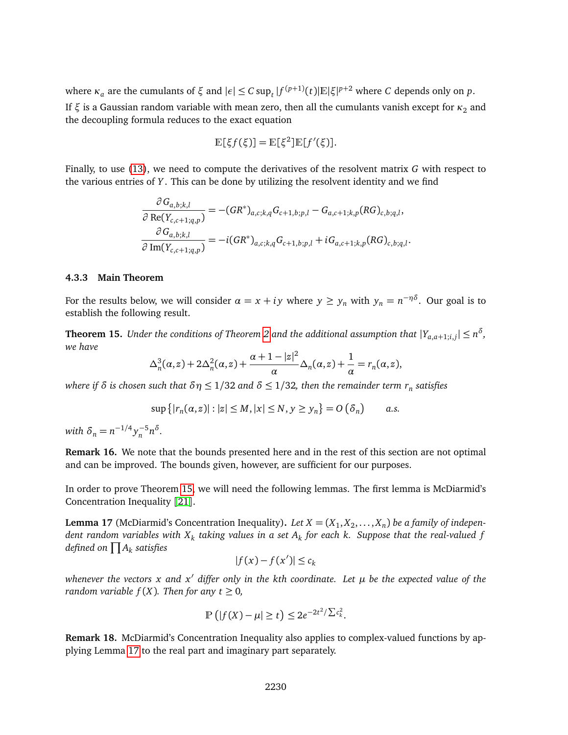where $\kappa_a$ are the cumulants of $\xi$ and $|\epsilon| \le C \sup_t |f^{(p+1)}(t)| \mathbb{E}|\xi|^{p+2}$ where $C$ depends only on $p$. If $\xi$ is a Gaussian random variable with mean zero, then all the cumulants vanish except for $\kappa_2$ and the decoupling formula reduces to the exact equation

$$\mathbb{E}[\xi f(\xi)] = \mathbb{E}[\xi^2]\mathbb{E}[f'(\xi)].$$

Finally, to use (13), we need to compute the derivatives of the resolvent matrix $G$ with respect to the various entries of $Y$. This can be done by utilizing the resolvent identity and we find

$$\frac{\partial G_{a,b;k,l}}{\partial \operatorname{Re}(Y_{c,c+1;q,p})} = -(GR^*)_{a,c;k,q} G_{c+1,b;p,l} - G_{a,c+1;k,p}(RG)_{c,b;q,l},$$
$$\frac{\partial G_{a,b;k,l}}{\partial \operatorname{Im}(Y_{c,c+1;q,p})} = -i(GR^*)_{a,c;k,q} G_{c+1,b;p,l} + iG_{a,c+1;k,p}(RG)_{c,b;q,l}.$$

#### 4.3.3 Main Theorem

For the results below, we will consider $\alpha = x + iy$ where $y \ge y_n$ with $y_n = n^{-\eta\delta}$. Our goal is to establish the following result.

**Theorem 15.** *Under the conditions of Theorem 2 and the additional assumption that $|Y_{a,a+1;i,j}| \le n^\delta$, we have*

$$\Delta_n^3(\alpha, z) + 2\Delta_n^2(\alpha, z) + \frac{\alpha + 1 - |z|^2}{\alpha} \Delta_n(\alpha, z) + \frac{1}{\alpha} = r_n(\alpha, z),$$

*where if $\delta$ is chosen such that $\delta\eta \le 1/32$ and $\delta \le 1/32$, then the remainder term $r_n$ satisfies*

$$\sup\left\{|r_n(\alpha, z)| : |z| \le M, |x| \le N, y \ge y_n\right\} = O\left(\delta_n\right) \qquad a.s.$$

*with $\delta_n = n^{-1/4} y_n^{-5} n^\delta$.*

**Remark 16.** We note that the bounds presented here and in the rest of this section are not optimal and can be improved. The bounds given, however, are sufficient for our purposes.

In order to prove Theorem 15, we will need the following lemmas. The first lemma is McDiarmid's Concentration Inequality [21].

**Lemma 17** (McDiarmid's Concentration Inequality)**.** *Let $X = (X_1, X_2, \ldots, X_n)$ be a family of independent random variables with $X_k$ taking values in a set $A_k$ for each $k$. Suppose that the real-valued $f$ defined on $\prod A_k$ satisfies*

$$|f(x) - f(x')| \le c_k$$

*whenever the vectors $x$ and $x'$ differ only in the $k$th coordinate. Let $\mu$ be the expected value of the random variable $f(X)$. Then for any $t \ge 0$,*

$$\mathbb{P}\left(|f(X) - \mu| \ge t\right) \le 2e^{-2t^2/\sum c_k^2}.$$

**Remark 18.** McDiarmid's Concentration Inequality also applies to complex-valued functions by applying Lemma 17 to the real part and imaginary part separately.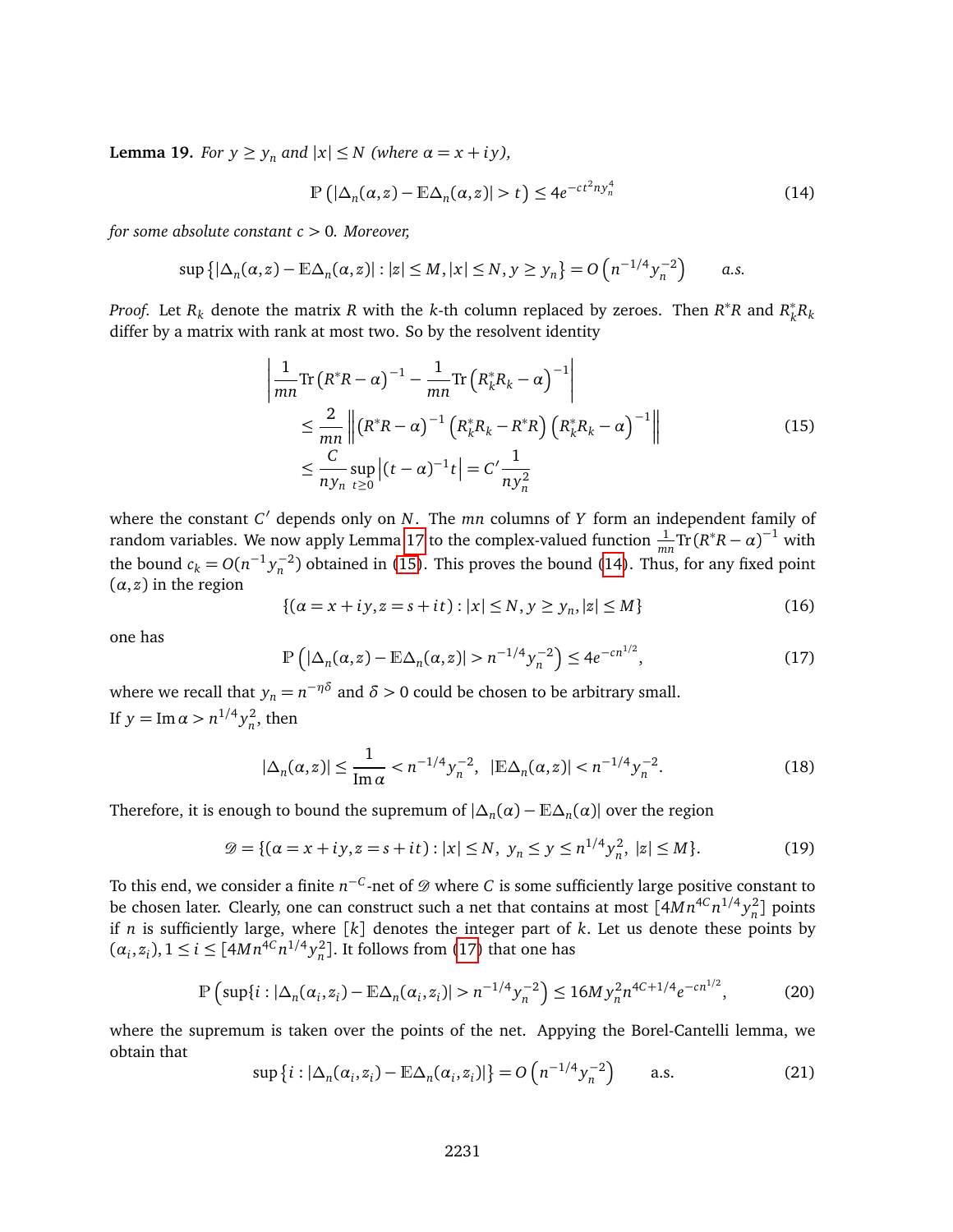**Lemma 19.** *For $y \geq y_n$ and $|x| \leq N$ (where $\alpha = x + iy$),*

$$\mathbb{P}\left(|\Delta_n(\alpha, z) - \mathbb{E}\Delta_n(\alpha, z)| > t\right) \leq 4e^{-ct^2 n y_n^4} \tag{14}$$

*for some absolute constant $c > 0$. Moreover,*

$$\sup\left\{|\Delta_n(\alpha, z) - \mathbb{E}\Delta_n(\alpha, z)| : |z| \leq M, |x| \leq N, y \geq y_n\right\} = O\left(n^{-1/4} y_n^{-2}\right) \qquad a.s.$$

*Proof.* Let $R_k$ denote the matrix $R$ with the $k$-th column replaced by zeroes. Then $R^*R$ and $R_k^*R_k$ differ by a matrix with rank at most two. So by the resolvent identity

$$\begin{aligned}
&\left|\frac{1}{mn}\mathrm{Tr}\left(R^*R - \alpha\right)^{-1} - \frac{1}{mn}\mathrm{Tr}\left(R_k^*R_k - \alpha\right)^{-1}\right| \\
&\qquad \leq \frac{2}{mn}\left\|\left(R^*R - \alpha\right)^{-1}\left(R_k^*R_k - R^*R\right)\left(R_k^*R_k - \alpha\right)^{-1}\right\| \\
&\qquad \leq \frac{C}{n y_n}\sup_{t \geq 0}\left|(t - \alpha)^{-1} t\right| = C' \frac{1}{n y_n^2}
\end{aligned} \tag{15}$$

where the constant $C'$ depends only on $N$. The $mn$ columns of $Y$ form an independent family of random variables. We now apply Lemma 17 to the complex-valued function $\frac{1}{mn}\mathrm{Tr}(R^*R - \alpha)^{-1}$ with the bound $c_k = O(n^{-1}y_n^{-2})$ obtained in (15). This proves the bound (14). Thus, for any fixed point $(\alpha, z)$ in the region

$$\{(\alpha = x + iy, z = s + it) : |x| \leq N, y \geq y_n, |z| \leq M\} \tag{16}$$

one has

$$\mathbb{P}\left(|\Delta_n(\alpha, z) - \mathbb{E}\Delta_n(\alpha, z)| > n^{-1/4} y_n^{-2}\right) \leq 4e^{-cn^{1/2}}, \tag{17}$$

where we recall that $y_n = n^{-\eta\delta}$ and $\delta > 0$ could be chosen to be arbitrary small.

If $y = \mathrm{Im}\,\alpha > n^{1/4} y_n^2$, then

$$|\Delta_n(\alpha, z)| \leq \frac{1}{\mathrm{Im}\,\alpha} < n^{-1/4} y_n^{-2}, \quad |\mathbb{E}\Delta_n(\alpha, z)| < n^{-1/4} y_n^{-2}. \tag{18}$$

Therefore, it is enough to bound the supremum of $|\Delta_n(\alpha) - \mathbb{E}\Delta_n(\alpha)|$ over the region

$$\mathscr{D} = \{(\alpha = x + iy, z = s + it) : |x| \leq N, \ y_n \leq y \leq n^{1/4} y_n^2, \ |z| \leq M\}. \tag{19}$$

To this end, we consider a finite $n^{-C}$-net of $\mathscr{D}$ where $C$ is some sufficiently large positive constant to be chosen later. Clearly, one can construct such a net that contains at most $[4Mn^{4C} n^{1/4} y_n^2]$ points if $n$ is sufficiently large, where $[k]$ denotes the integer part of $k$. Let us denote these points by $(\alpha_i, z_i), 1 \leq i \leq [4Mn^{4C} n^{1/4} y_n^2]$. It follows from (17) that one has

$$\mathbb{P}\left(\sup\{i : |\Delta_n(\alpha_i, z_i) - \mathbb{E}\Delta_n(\alpha_i, z_i)| > n^{-1/4} y_n^{-2}\right) \leq 16M y_n^2 n^{4C + 1/4} e^{-cn^{1/2}}, \tag{20}$$

where the supremum is taken over the points of the net. Appying the Borel-Cantelli lemma, we obtain that

$$\sup\left\{i : |\Delta_n(\alpha_i, z_i) - \mathbb{E}\Delta_n(\alpha_i, z_i)|\right\} = O\left(n^{-1/4} y_n^{-2}\right) \qquad \text{a.s.} \tag{21}$$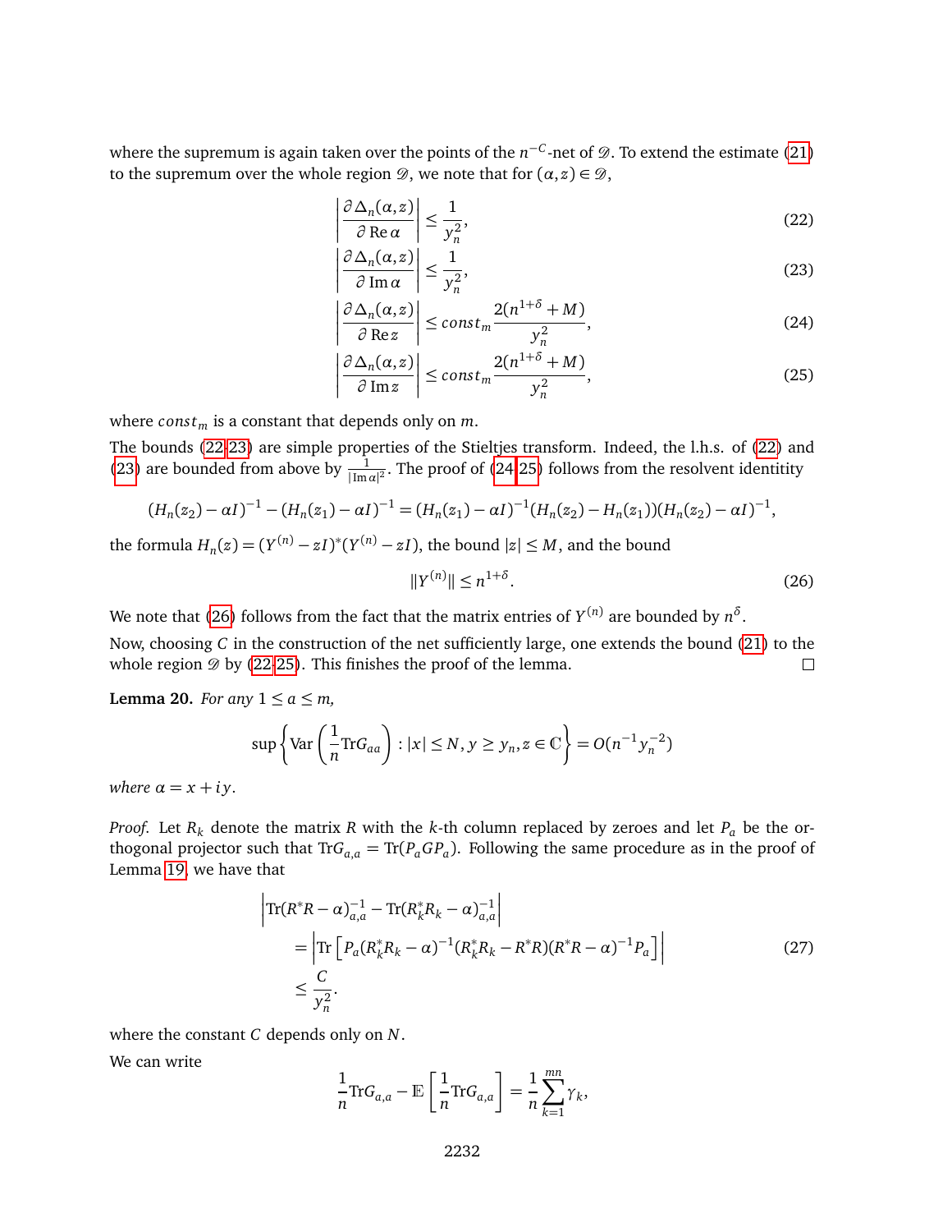where the supremum is again taken over the points of the $n^{-C}$-net of $\mathcal{D}$. To extend the estimate (21) to the supremum over the whole region $\mathcal{D}$, we note that for $(\alpha, z) \in \mathcal{D}$,

$$\left| \frac{\partial \Delta_n(\alpha, z)}{\partial \operatorname{Re} \alpha} \right| \leq \frac{1}{y_n^2}, \tag{22}$$

$$\left| \frac{\partial \Delta_n(\alpha, z)}{\partial \operatorname{Im} \alpha} \right| \leq \frac{1}{y_n^2}, \tag{23}$$

$$\left| \frac{\partial \Delta_n(\alpha, z)}{\partial \operatorname{Re} z} \right| \leq const_m \frac{2(n^{1+\delta} + M)}{y_n^2}, \tag{24}$$

$$\left| \frac{\partial \Delta_n(\alpha, z)}{\partial \operatorname{Im} z} \right| \leq const_m \frac{2(n^{1+\delta} + M)}{y_n^2}, \tag{25}$$

where $const_m$ is a constant that depends only on $m$.

The bounds (22,23) are simple properties of the Stieltjes transform. Indeed, the l.h.s. of (22) and (23) are bounded from above by $\frac{1}{|\operatorname{Im} \alpha|^2}$. The proof of (24,25) follows from the resolvent identity

$$(H_n(z_2) - \alpha I)^{-1} - (H_n(z_1) - \alpha I)^{-1} = (H_n(z_1) - \alpha I)^{-1}(H_n(z_2) - H_n(z_1))(H_n(z_2) - \alpha I)^{-1},$$

the formula $H_n(z) = (Y^{(n)} - zI)^*(Y^{(n)} - zI)$, the bound $|z| \leq M$, and the bound

$$\|Y^{(n)}\| \leq n^{1+\delta}. \tag{26}$$

We note that (26) follows from the fact that the matrix entries of $Y^{(n)}$ are bounded by $n^{\delta}$.

Now, choosing $C$ in the construction of the net sufficiently large, one extends the bound (21) to the whole region $\mathcal{D}$ by (22,25). This finishes the proof of the lemma. □

**Lemma 20.** *For any $1 \leq a \leq m$,*

$$\sup \left\{ \operatorname{Var}\left( \frac{1}{n} \operatorname{Tr} G_{aa} \right) : |x| \leq N, y \geq y_n, z \in \mathbb{C} \right\} = O(n^{-1} y_n^{-2})$$

*where $\alpha = x + iy$.*

*Proof.* Let $R_k$ denote the matrix $R$ with the $k$-th column replaced by zeroes and let $P_a$ be the orthogonal projector such that $\operatorname{Tr} G_{a,a} = \operatorname{Tr}(P_a G P_a)$. Following the same procedure as in the proof of Lemma 19, we have that

$$\begin{aligned} &\left| \operatorname{Tr}(R^*R - \alpha)^{-1}_{a,a} - \operatorname{Tr}(R_k^* R_k - \alpha)^{-1}_{a,a} \right| \\ &= \left| \operatorname{Tr}\left[ P_a (R_k^* R_k - \alpha)^{-1} (R_k^* R_k - R^* R)(R^* R - \alpha)^{-1} P_a \right] \right| \\ &\leq \frac{C}{y_n^2}. \end{aligned} \tag{27}$$

where the constant $C$ depends only on $N$.

We can write

$$\frac{1}{n} \operatorname{Tr} G_{a,a} - \mathbb{E}\left[ \frac{1}{n} \operatorname{Tr} G_{a,a} \right] = \frac{1}{n} \sum_{k=1}^{mn} \gamma_k,$$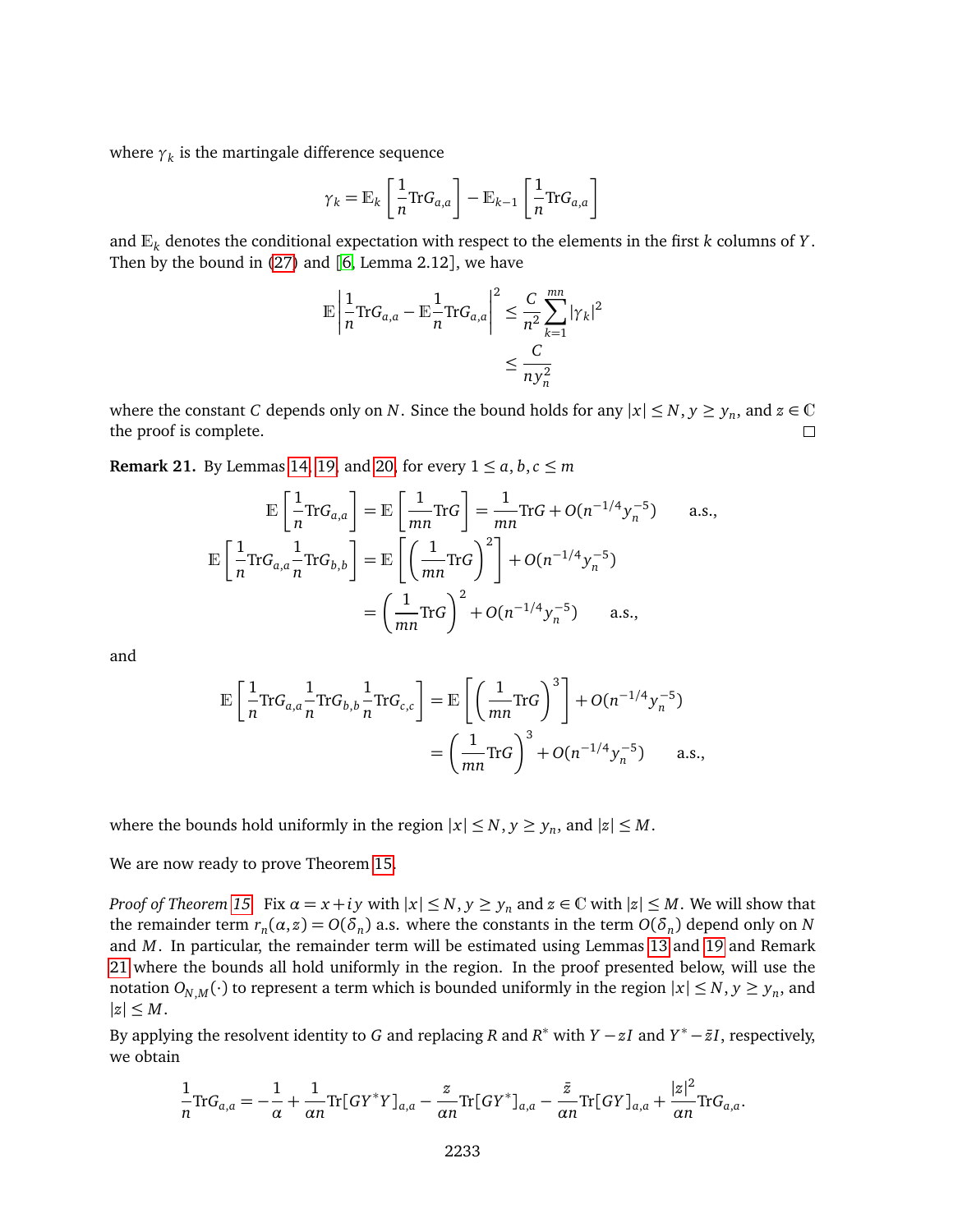where $\gamma_k$ is the martingale difference sequence

$$\gamma_k = \mathbb{E}_k\left[\frac{1}{n}\mathrm{Tr}G_{a,a}\right] - \mathbb{E}_{k-1}\left[\frac{1}{n}\mathrm{Tr}G_{a,a}\right]$$

and $\mathbb{E}_k$ denotes the conditional expectation with respect to the elements in the first $k$ columns of $Y$. Then by the bound in (27) and [6, Lemma 2.12], we have

$$\begin{aligned}
\mathbb{E}\left|\frac{1}{n}\mathrm{Tr}G_{a,a} - \mathbb{E}\frac{1}{n}\mathrm{Tr}G_{a,a}\right|^2 &\leq \frac{C}{n^2}\sum_{k=1}^{mn}|\gamma_k|^2 \\
&\leq \frac{C}{ny_n^2}
\end{aligned}$$

where the constant $C$ depends only on $N$. Since the bound holds for any $|x| \leq N, y \geq y_n$, and $z \in \mathbb{C}$ the proof is complete. □

**Remark 21.** By Lemmas 14, 19, and 20, for every $1 \leq a, b, c \leq m$

$$\begin{aligned}
\mathbb{E}\left[\frac{1}{n}\mathrm{Tr}G_{a,a}\right] &= \mathbb{E}\left[\frac{1}{mn}\mathrm{Tr}G\right] = \frac{1}{mn}\mathrm{Tr}G + O(n^{-1/4}y_n^{-5}) \qquad \text{a.s.,} \\
\mathbb{E}\left[\frac{1}{n}\mathrm{Tr}G_{a,a}\frac{1}{n}\mathrm{Tr}G_{b,b}\right] &= \mathbb{E}\left[\left(\frac{1}{mn}\mathrm{Tr}G\right)^2\right] + O(n^{-1/4}y_n^{-5}) \\
&= \left(\frac{1}{mn}\mathrm{Tr}G\right)^2 + O(n^{-1/4}y_n^{-5}) \qquad \text{a.s.,}
\end{aligned}$$

and

$$\begin{aligned}
\mathbb{E}\left[\frac{1}{n}\mathrm{Tr}G_{a,a}\frac{1}{n}\mathrm{Tr}G_{b,b}\frac{1}{n}\mathrm{Tr}G_{c,c}\right] &= \mathbb{E}\left[\left(\frac{1}{mn}\mathrm{Tr}G\right)^3\right] + O(n^{-1/4}y_n^{-5}) \\
&= \left(\frac{1}{mn}\mathrm{Tr}G\right)^3 + O(n^{-1/4}y_n^{-5}) \qquad \text{a.s.,}
\end{aligned}$$

where the bounds hold uniformly in the region $|x| \leq N$, $y \geq y_n$, and $|z| \leq M$.

We are now ready to prove Theorem 15.

*Proof of Theorem 15.* Fix $\alpha = x + iy$ with $|x| \leq N$, $y \geq y_n$ and $z \in \mathbb{C}$ with $|z| \leq M$. We will show that the remainder term $r_n(\alpha, z) = O(\delta_n)$ a.s. where the constants in the term $O(\delta_n)$ depend only on $N$ and $M$. In particular, the remainder term will be estimated using Lemmas 13 and 19 and Remark 21 where the bounds all hold uniformly in the region. In the proof presented below, will use the notation $O_{N,M}(\cdot)$ to represent a term which is bounded uniformly in the region $|x| \leq N$, $y \geq y_n$, and $|z| \leq M$.

By applying the resolvent identity to $G$ and replacing $R$ and $R^*$ with $Y - zI$ and $Y^* - \bar{z}I$, respectively, we obtain

$$\frac{1}{n}\mathrm{Tr}G_{a,a} = -\frac{1}{\alpha} + \frac{1}{\alpha n}\mathrm{Tr}[GY^*Y]_{a,a} - \frac{z}{\alpha n}\mathrm{Tr}[GY^*]_{a,a} - \frac{\bar{z}}{\alpha n}\mathrm{Tr}[GY]_{a,a} + \frac{|z|^2}{\alpha n}\mathrm{Tr}G_{a,a}.$$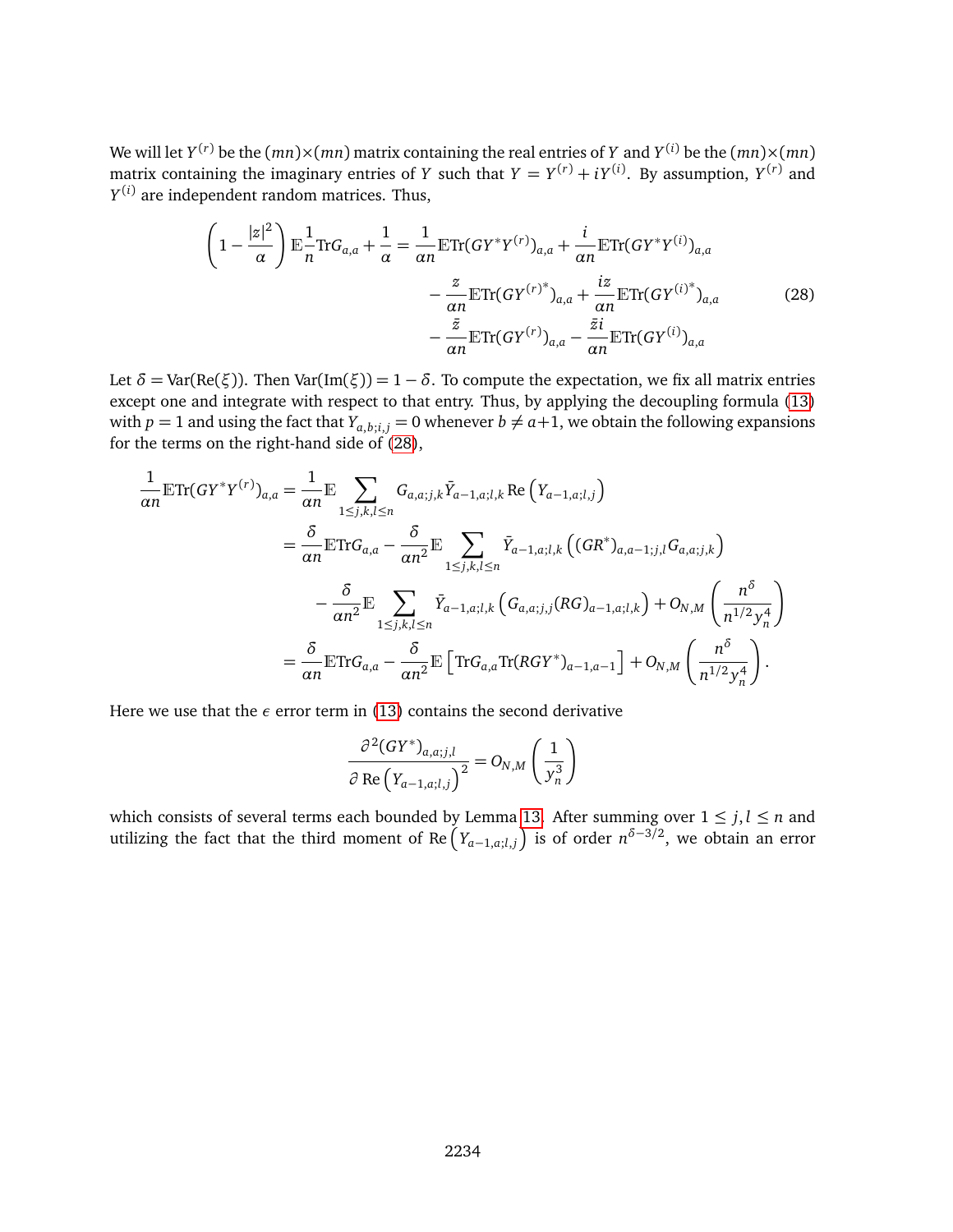We will let $Y^{(r)}$ be the $(mn)\times(mn)$ matrix containing the real entries of $Y$ and $Y^{(i)}$ be the $(mn)\times(mn)$ matrix containing the imaginary entries of $Y$ such that $Y = Y^{(r)} + iY^{(i)}$. By assumption, $Y^{(r)}$ and $Y^{(i)}$ are independent random matrices. Thus,

$$
\begin{aligned}
\left(1-\frac{|z|^2}{\alpha}\right)\mathbb{E}\frac{1}{n}\mathrm{Tr}G_{a,a}+\frac{1}{\alpha} = \frac{1}{\alpha n}\mathbb{E}\mathrm{Tr}(GY^*Y^{(r)})_{a,a} &+ \frac{i}{\alpha n}\mathbb{E}\mathrm{Tr}(GY^*Y^{(i)})_{a,a} \\
&- \frac{z}{\alpha n}\mathbb{E}\mathrm{Tr}(GY^{(r)^*})_{a,a} + \frac{iz}{\alpha n}\mathbb{E}\mathrm{Tr}(GY^{(i)^*})_{a,a} \\
&- \frac{\bar{z}}{\alpha n}\mathbb{E}\mathrm{Tr}(GY^{(r)})_{a,a} - \frac{\bar{z}i}{\alpha n}\mathbb{E}\mathrm{Tr}(GY^{(i)})_{a,a}
\end{aligned}
\tag{28}
$$

Let $\delta = \mathrm{Var}(\mathrm{Re}(\xi))$. Then $\mathrm{Var}(\mathrm{Im}(\xi)) = 1-\delta$. To compute the expectation, we fix all matrix entries except one and integrate with respect to that entry. Thus, by applying the decoupling formula (13) with $p=1$ and using the fact that $Y_{a,b;i,j}=0$ whenever $b\neq a+1$, we obtain the following expansions for the terms on the right-hand side of (28),

$$
\begin{aligned}
\frac{1}{\alpha n}\mathbb{E}\mathrm{Tr}(GY^*Y^{(r)})_{a,a} &= \frac{1}{\alpha n}\mathbb{E}\sum_{1\le j,k,l\le n} G_{a,a;j,k}\bar{Y}_{a-1,a;l,k}\,\mathrm{Re}\left(Y_{a-1,a;l,j}\right) \\
&= \frac{\delta}{\alpha n}\mathbb{E}\mathrm{Tr}G_{a,a} - \frac{\delta}{\alpha n^2}\mathbb{E}\sum_{1\le j,k,l\le n}\bar{Y}_{a-1,a;l,k}\left((GR^*)_{a,a-1;j,l}G_{a,a;j,k}\right) \\
&\quad - \frac{\delta}{\alpha n^2}\mathbb{E}\sum_{1\le j,k,l\le n}\bar{Y}_{a-1,a;l,k}\left(G_{a,a;j,j}(RG)_{a-1,a;l,k}\right) + O_{N,M}\left(\frac{n^{\delta}}{n^{1/2}y_n^4}\right) \\
&= \frac{\delta}{\alpha n}\mathbb{E}\mathrm{Tr}G_{a,a} - \frac{\delta}{\alpha n^2}\mathbb{E}\left[\mathrm{Tr}G_{a,a}\mathrm{Tr}(RGY^*)_{a-1,a-1}\right] + O_{N,M}\left(\frac{n^{\delta}}{n^{1/2}y_n^4}\right).
\end{aligned}
$$

Here we use that the $\epsilon$ error term in (13) contains the second derivative

$$
\frac{\partial^2 (GY^*)_{a,a;j,l}}{\partial\,\mathrm{Re}\left(Y_{a-1,a;l,j}\right)^2} = O_{N,M}\left(\frac{1}{y_n^3}\right)
$$

which consists of several terms each bounded by Lemma 13. After summing over $1\le j,l\le n$ and utilizing the fact that the third moment of $\mathrm{Re}\left(Y_{a-1,a;l,j}\right)$ is of order $n^{\delta-3/2}$, we obtain an error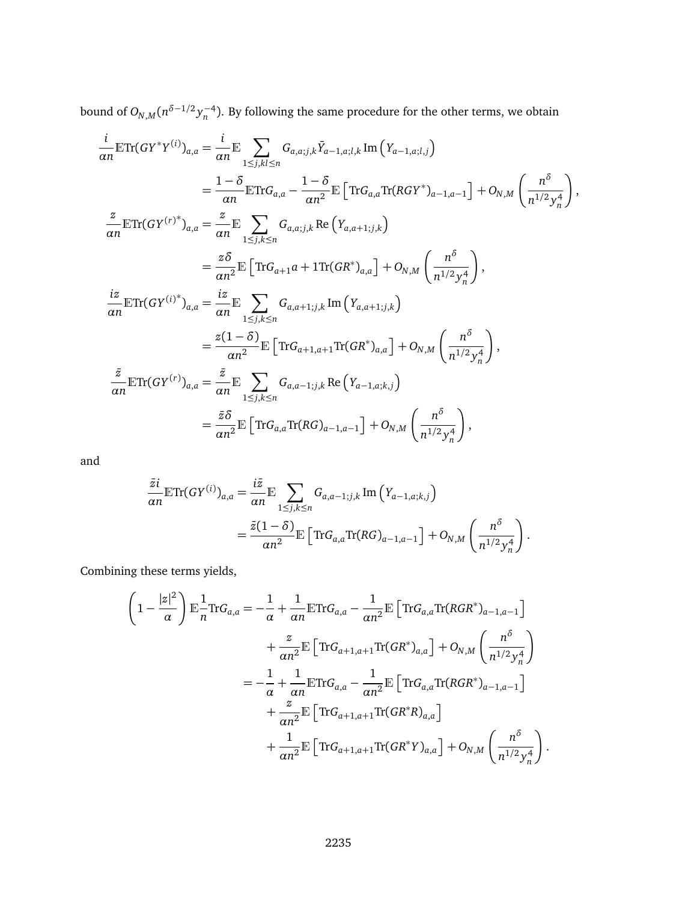bound of $O_{N,M}(n^{\delta-1/2}y_n^{-4})$. By following the same procedure for the other terms, we obtain

$$
\begin{aligned}
\frac{i}{\alpha n}\mathbb{E}\mathrm{Tr}(GY^*Y^{(i)})_{a,a} &= \frac{i}{\alpha n}\mathbb{E}\sum_{1\le j,kl\le n} G_{a,a;j,k}\bar{Y}_{a-1,a;l,k}\,\mathrm{Im}\left(Y_{a-1,a;l,j}\right) \\
&= \frac{1-\delta}{\alpha n}\mathbb{E}\mathrm{Tr}G_{a,a} - \frac{1-\delta}{\alpha n^2}\mathbb{E}\left[\mathrm{Tr}G_{a,a}\mathrm{Tr}(RGY^*)_{a-1,a-1}\right] + O_{N,M}\left(\frac{n^{\delta}}{n^{1/2}y_n^4}\right), \\
\frac{z}{\alpha n}\mathbb{E}\mathrm{Tr}(GY^{(r)^*})_{a,a} &= \frac{z}{\alpha n}\mathbb{E}\sum_{1\le j,k\le n} G_{a,a;j,k}\,\mathrm{Re}\left(Y_{a,a+1;j,k}\right) \\
&= \frac{z\delta}{\alpha n^2}\mathbb{E}\left[\mathrm{Tr}G_{a+1}a+1\mathrm{Tr}(GR^*)_{a,a}\right] + O_{N,M}\left(\frac{n^{\delta}}{n^{1/2}y_n^4}\right), \\
\frac{iz}{\alpha n}\mathbb{E}\mathrm{Tr}(GY^{(i)^*})_{a,a} &= \frac{iz}{\alpha n}\mathbb{E}\sum_{1\le j,k\le n} G_{a,a+1;j,k}\,\mathrm{Im}\left(Y_{a,a+1;j,k}\right) \\
&= \frac{z(1-\delta)}{\alpha n^2}\mathbb{E}\left[\mathrm{Tr}G_{a+1,a+1}\mathrm{Tr}(GR^*)_{a,a}\right] + O_{N,M}\left(\frac{n^{\delta}}{n^{1/2}y_n^4}\right), \\
\frac{\bar{z}}{\alpha n}\mathbb{E}\mathrm{Tr}(GY^{(r)})_{a,a} &= \frac{\bar{z}}{\alpha n}\mathbb{E}\sum_{1\le j,k\le n} G_{a,a-1;j,k}\,\mathrm{Re}\left(Y_{a-1,a;k,j}\right) \\
&= \frac{\bar{z}\delta}{\alpha n^2}\mathbb{E}\left[\mathrm{Tr}G_{a,a}\mathrm{Tr}(RG)_{a-1,a-1}\right] + O_{N,M}\left(\frac{n^{\delta}}{n^{1/2}y_n^4}\right),
\end{aligned}
$$

and

$$
\begin{aligned}
\frac{\bar{z}i}{\alpha n}\mathbb{E}\mathrm{Tr}(GY^{(i)})_{a,a} &= \frac{i\bar{z}}{\alpha n}\mathbb{E}\sum_{1\le j,k\le n} G_{a,a-1;j,k}\,\mathrm{Im}\left(Y_{a-1,a;k,j}\right) \\
&= \frac{\bar{z}(1-\delta)}{\alpha n^2}\mathbb{E}\left[\mathrm{Tr}G_{a,a}\mathrm{Tr}(RG)_{a-1,a-1}\right] + O_{N,M}\left(\frac{n^{\delta}}{n^{1/2}y_n^4}\right).
\end{aligned}
$$

Combining these terms yields,

$$
\begin{aligned}
\left(1-\frac{|z|^2}{\alpha}\right)\mathbb{E}\frac{1}{n}\mathrm{Tr}G_{a,a} &= -\frac{1}{\alpha} + \frac{1}{\alpha n}\mathbb{E}\mathrm{Tr}G_{a,a} - \frac{1}{\alpha n^2}\mathbb{E}\left[\mathrm{Tr}G_{a,a}\mathrm{Tr}(RGR^*)_{a-1,a-1}\right] \\
&\quad + \frac{z}{\alpha n^2}\mathbb{E}\left[\mathrm{Tr}G_{a+1,a+1}\mathrm{Tr}(GR^*)_{a,a}\right] + O_{N,M}\left(\frac{n^{\delta}}{n^{1/2}y_n^4}\right) \\
&= -\frac{1}{\alpha} + \frac{1}{\alpha n}\mathbb{E}\mathrm{Tr}G_{a,a} - \frac{1}{\alpha n^2}\mathbb{E}\left[\mathrm{Tr}G_{a,a}\mathrm{Tr}(RGR^*)_{a-1,a-1}\right] \\
&\quad + \frac{z}{\alpha n^2}\mathbb{E}\left[\mathrm{Tr}G_{a+1,a+1}\mathrm{Tr}(GR^*R)_{a,a}\right] \\
&\quad + \frac{1}{\alpha n^2}\mathbb{E}\left[\mathrm{Tr}G_{a+1,a+1}\mathrm{Tr}(GR^*Y)_{a,a}\right] + O_{N,M}\left(\frac{n^{\delta}}{n^{1/2}y_n^4}\right).
\end{aligned}
$$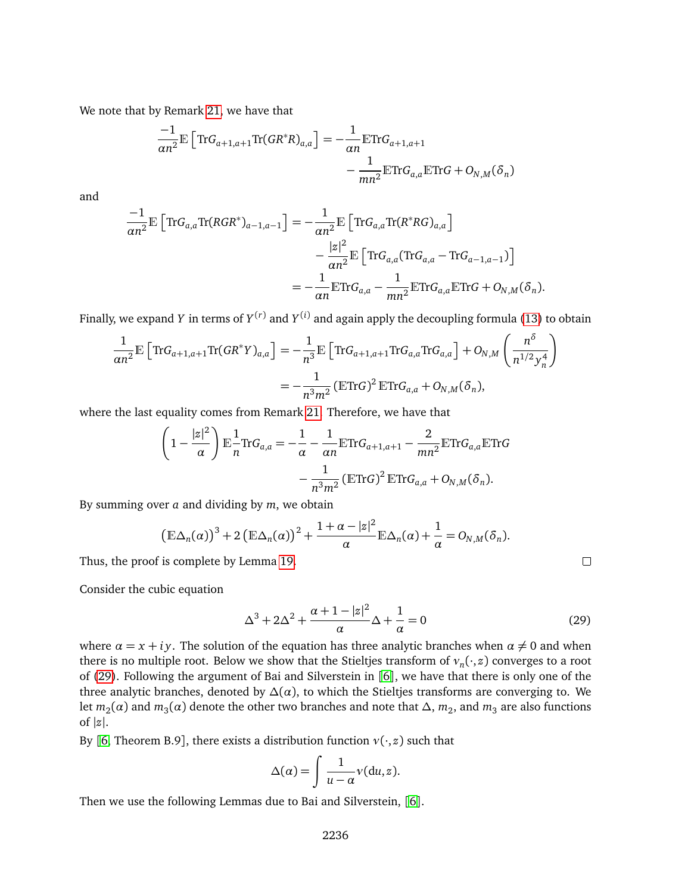We note that by Remark 21, we have that

$$\frac{-1}{\alpha n^2}\mathbb{E}\left[\mathrm{Tr}G_{a+1,a+1}\mathrm{Tr}(GR^*R)_{a,a}\right] = -\frac{1}{\alpha n}\mathbb{E}\mathrm{Tr}G_{a+1,a+1} - \frac{1}{mn^2}\mathbb{E}\mathrm{Tr}G_{a,a}\mathbb{E}\mathrm{Tr}G + O_{N,M}(\delta_n)$$

and

$$\begin{aligned}\frac{-1}{\alpha n^2}\mathbb{E}\left[\mathrm{Tr}G_{a,a}\mathrm{Tr}(RGR^*)_{a-1,a-1}\right] &= -\frac{1}{\alpha n^2}\mathbb{E}\left[\mathrm{Tr}G_{a,a}\mathrm{Tr}(R^*RG)_{a,a}\right] \\ &\quad - \frac{|z|^2}{\alpha n^2}\mathbb{E}\left[\mathrm{Tr}G_{a,a}(\mathrm{Tr}G_{a,a} - \mathrm{Tr}G_{a-1,a-1})\right] \\ &= -\frac{1}{\alpha n}\mathbb{E}\mathrm{Tr}G_{a,a} - \frac{1}{mn^2}\mathbb{E}\mathrm{Tr}G_{a,a}\mathbb{E}\mathrm{Tr}G + O_{N,M}(\delta_n).\end{aligned}$$

Finally, we expand $Y$ in terms of $Y^{(r)}$ and $Y^{(i)}$ and again apply the decoupling formula (13) to obtain

$$\begin{aligned}\frac{1}{\alpha n^2}\mathbb{E}\left[\mathrm{Tr}G_{a+1,a+1}\mathrm{Tr}(GR^*Y)_{a,a}\right] &= -\frac{1}{n^3}\mathbb{E}\left[\mathrm{Tr}G_{a+1,a+1}\mathrm{Tr}G_{a,a}\mathrm{Tr}G_{a,a}\right] + O_{N,M}\left(\frac{n^\delta}{n^{1/2}y_n^4}\right) \\ &= -\frac{1}{n^3m^2}\left(\mathbb{E}\mathrm{Tr}G\right)^2\mathbb{E}\mathrm{Tr}G_{a,a} + O_{N,M}(\delta_n),\end{aligned}$$

where the last equality comes from Remark 21. Therefore, we have that

$$\begin{aligned}\left(1-\frac{|z|^2}{\alpha}\right)\mathbb{E}\frac{1}{n}\mathrm{Tr}G_{a,a} &= -\frac{1}{\alpha} - \frac{1}{\alpha n}\mathbb{E}\mathrm{Tr}G_{a+1,a+1} - \frac{2}{mn^2}\mathbb{E}\mathrm{Tr}G_{a,a}\mathbb{E}\mathrm{Tr}G \\ &\quad - \frac{1}{n^3m^2}\left(\mathbb{E}\mathrm{Tr}G\right)^2\mathbb{E}\mathrm{Tr}G_{a,a} + O_{N,M}(\delta_n).\end{aligned}$$

By summing over $a$ and dividing by $m$, we obtain

$$\left(\mathbb{E}\Delta_n(\alpha)\right)^3 + 2\left(\mathbb{E}\Delta_n(\alpha)\right)^2 + \frac{1+\alpha-|z|^2}{\alpha}\mathbb{E}\Delta_n(\alpha) + \frac{1}{\alpha} = O_{N,M}(\delta_n).$$

Thus, the proof is complete by Lemma 19. □

Consider the cubic equation

$$\Delta^3 + 2\Delta^2 + \frac{\alpha+1-|z|^2}{\alpha}\Delta + \frac{1}{\alpha} = 0 \tag{29}$$

where $\alpha = x + iy$. The solution of the equation has three analytic branches when $\alpha \neq 0$ and when there is no multiple root. Below we show that the Stieltjes transform of $\nu_n(\cdot, z)$ converges to a root of (29). Following the argument of Bai and Silverstein in [6], we have that there is only one of the three analytic branches, denoted by $\Delta(\alpha)$, to which the Stieltjes transforms are converging to. We let $m_2(\alpha)$ and $m_3(\alpha)$ denote the other two branches and note that $\Delta$, $m_2$, and $m_3$ are also functions of $|z|$.

By [6, Theorem B.9], there exists a distribution function $\nu(\cdot, z)$ such that

$$\Delta(\alpha) = \int \frac{1}{u-\alpha}\nu(\mathrm{d}u, z).$$

Then we use the following Lemmas due to Bai and Silverstein, [6].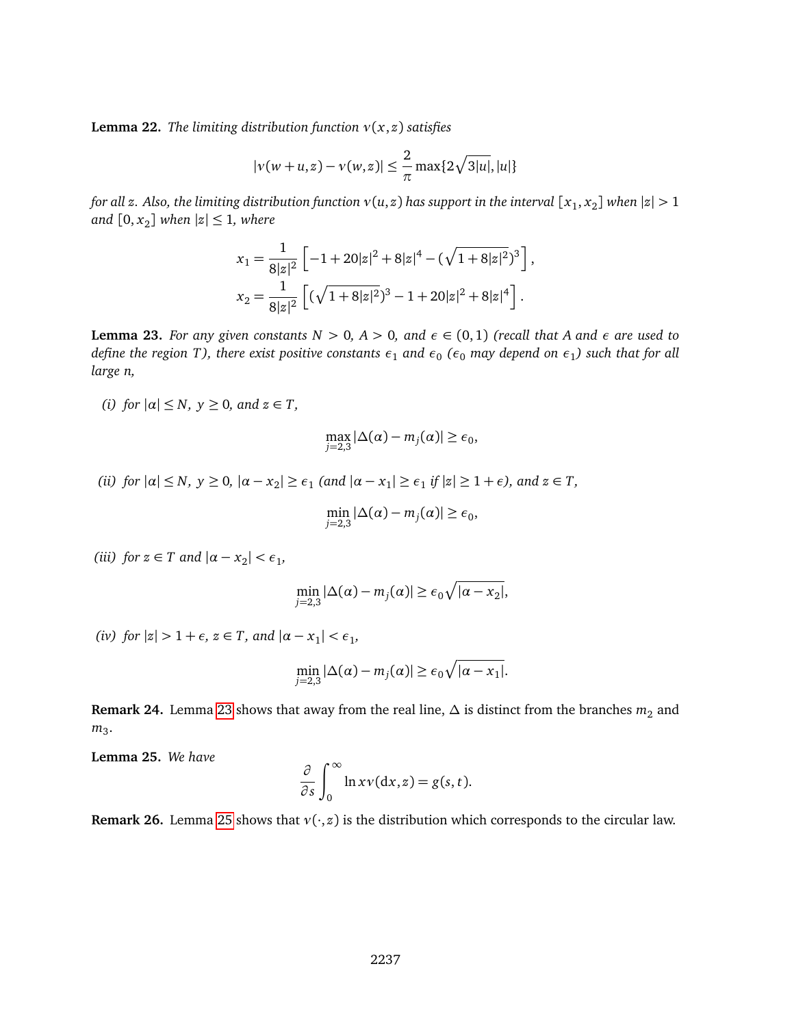**Lemma 22.** *The limiting distribution function $\nu(x,z)$ satisfies*

$$|\nu(w+u,z)-\nu(w,z)| \le \frac{2}{\pi}\max\{2\sqrt{3|u|},|u|\}$$

*for all $z$. Also, the limiting distribution function $\nu(u,z)$ has support in the interval $[x_1,x_2]$ when $|z|>1$ and $[0,x_2]$ when $|z|\le 1$, where*

$$x_1 = \frac{1}{8|z|^2}\left[-1+20|z|^2+8|z|^4-(\sqrt{1+8|z|^2})^3\right],$$

$$x_2 = \frac{1}{8|z|^2}\left[(\sqrt{1+8|z|^2})^3-1+20|z|^2+8|z|^4\right].$$

**Lemma 23.** *For any given constants $N>0$, $A>0$, and $\epsilon\in(0,1)$ (recall that $A$ and $\epsilon$ are used to define the region $T$), there exist positive constants $\epsilon_1$ and $\epsilon_0$ ($\epsilon_0$ may depend on $\epsilon_1$) such that for all large $n$,*

*(i) for $|\alpha|\le N$, $y\ge 0$, and $z\in T$,*

$$\max_{j=2,3}|\Delta(\alpha)-m_j(\alpha)|\ge\epsilon_0,$$

*(ii) for $|\alpha|\le N$, $y\ge 0$, $|\alpha-x_2|\ge\epsilon_1$ (and $|\alpha-x_1|\ge\epsilon_1$ if $|z|\ge 1+\epsilon$), and $z\in T$,*

$$\min_{j=2,3}|\Delta(\alpha)-m_j(\alpha)|\ge\epsilon_0,$$

*(iii) for $z\in T$ and $|\alpha-x_2|<\epsilon_1$,*

$$\min_{j=2,3}|\Delta(\alpha)-m_j(\alpha)|\ge\epsilon_0\sqrt{|\alpha-x_2|},$$

*(iv) for $|z|>1+\epsilon$, $z\in T$, and $|\alpha-x_1|<\epsilon_1$,*

$$\min_{j=2,3}|\Delta(\alpha)-m_j(\alpha)|\ge\epsilon_0\sqrt{|\alpha-x_1|}.$$

**Remark 24.** Lemma 23 shows that away from the real line, $\Delta$ is distinct from the branches $m_2$ and $m_3$.

**Lemma 25.** *We have*

$$\frac{\partial}{\partial s}\int_0^\infty \ln x\,\nu(\mathrm{d}x,z)=g(s,t).$$

**Remark 26.** Lemma 25 shows that $\nu(\cdot,z)$ is the distribution which corresponds to the circular law.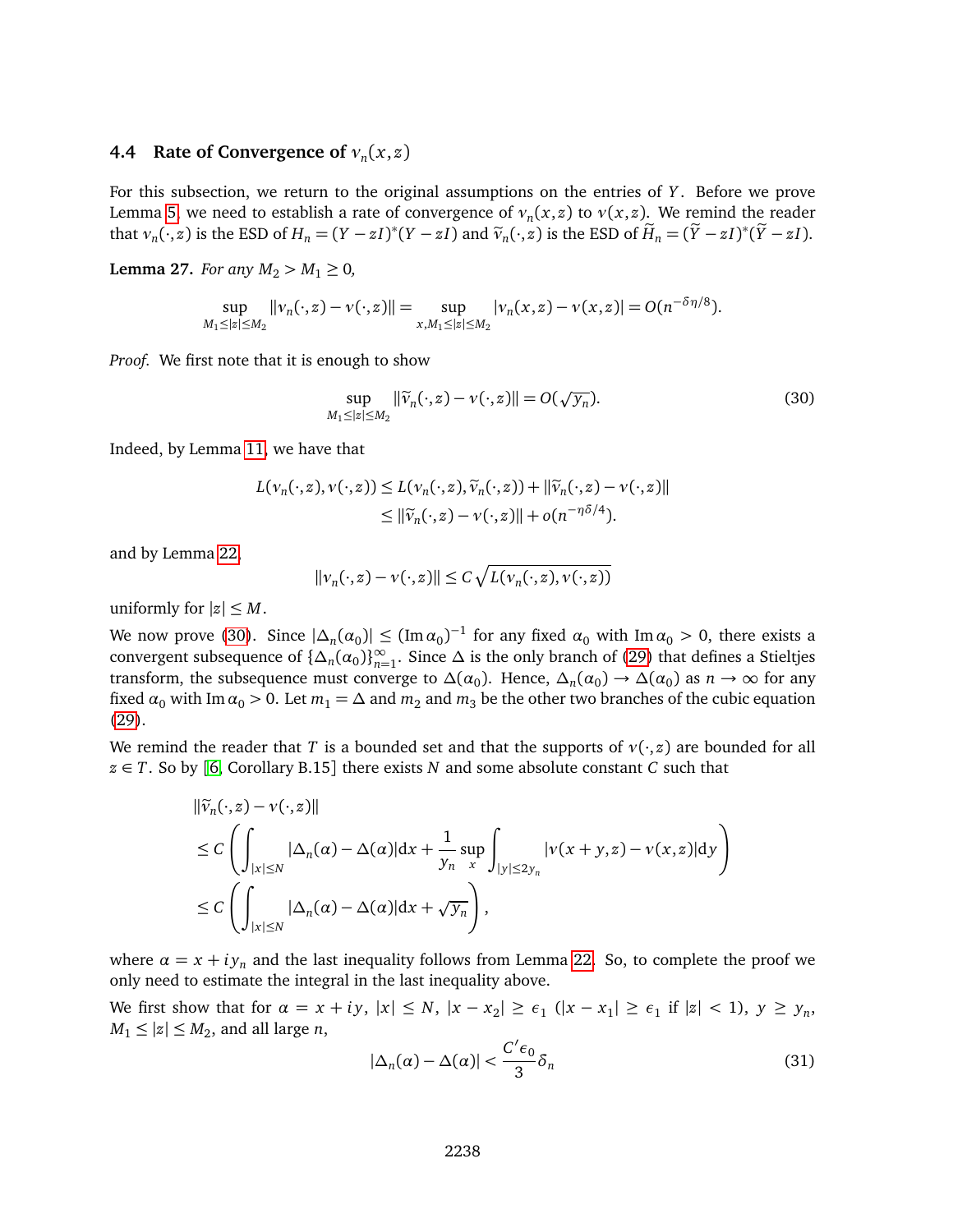### 4.4 Rate of Convergence of $\nu_n(x,z)$

For this subsection, we return to the original assumptions on the entries of $Y$. Before we prove Lemma 5, we need to establish a rate of convergence of $\nu_n(x,z)$ to $\nu(x,z)$. We remind the reader that $\nu_n(\cdot,z)$ is the ESD of $H_n = (Y - zI)^*(Y - zI)$ and $\widetilde{\nu}_n(\cdot,z)$ is the ESD of $\widetilde{H}_n = (\widetilde{Y} - zI)^*(\widetilde{Y} - zI)$.

**Lemma 27.** *For any $M_2 > M_1 \geq 0$,*

$$\sup_{M_1 \leq |z| \leq M_2} \|\nu_n(\cdot,z) - \nu(\cdot,z)\| = \sup_{x, M_1 \leq |z| \leq M_2} |\nu_n(x,z) - \nu(x,z)| = O(n^{-\delta\eta/8}).$$

*Proof.* We first note that it is enough to show

$$\sup_{M_1 \leq |z| \leq M_2} \|\widetilde{\nu}_n(\cdot,z) - \nu(\cdot,z)\| = O(\sqrt{y_n}). \tag{30}$$

Indeed, by Lemma 11, we have that

$$\begin{aligned} L(\nu_n(\cdot,z),\nu(\cdot,z)) &\leq L(\nu_n(\cdot,z),\widetilde{\nu}_n(\cdot,z)) + \|\widetilde{\nu}_n(\cdot,z) - \nu(\cdot,z)\| \\ &\leq \|\widetilde{\nu}_n(\cdot,z) - \nu(\cdot,z)\| + o(n^{-\eta\delta/4}). \end{aligned}$$

and by Lemma 22,

$$\|\nu_n(\cdot,z) - \nu(\cdot,z)\| \leq C\sqrt{L(\nu_n(\cdot,z),\nu(\cdot,z))}$$

uniformly for $|z| \leq M$.

We now prove (30). Since $|\Delta_n(\alpha_0)| \leq (\operatorname{Im}\alpha_0)^{-1}$ for any fixed $\alpha_0$ with $\operatorname{Im}\alpha_0 > 0$, there exists a convergent subsequence of $\{\Delta_n(\alpha_0)\}_{n=1}^{\infty}$. Since $\Delta$ is the only branch of (29) that defines a Stieltjes transform, the subsequence must converge to $\Delta(\alpha_0)$. Hence, $\Delta_n(\alpha_0) \to \Delta(\alpha_0)$ as $n \to \infty$ for any fixed $\alpha_0$ with $\operatorname{Im}\alpha_0 > 0$. Let $m_1 = \Delta$ and $m_2$ and $m_3$ be the other two branches of the cubic equation (29).

We remind the reader that $T$ is a bounded set and that the supports of $\nu(\cdot,z)$ are bounded for all $z \in T$. So by [6, Corollary B.15] there exists $N$ and some absolute constant $C$ such that

$$\begin{aligned} &\|\widetilde{\nu}_n(\cdot,z) - \nu(\cdot,z)\| \\ &\leq C\left(\int_{|x|\leq N} |\Delta_n(\alpha) - \Delta(\alpha)|\mathrm{d}x + \frac{1}{y_n}\sup_x \int_{|y|\leq 2y_n} |\nu(x+y,z) - \nu(x,z)|\mathrm{d}y\right) \\ &\leq C\left(\int_{|x|\leq N} |\Delta_n(\alpha) - \Delta(\alpha)|\mathrm{d}x + \sqrt{y_n}\right), \end{aligned}$$

where $\alpha = x + iy_n$ and the last inequality follows from Lemma 22. So, to complete the proof we only need to estimate the integral in the last inequality above.

We first show that for $\alpha = x + iy$, $|x| \leq N$, $|x - x_2| \geq \epsilon_1$ ($|x - x_1| \geq \epsilon_1$ if $|z| < 1$), $y \geq y_n$, $M_1 \leq |z| \leq M_2$, and all large $n$,

$$|\Delta_n(\alpha) - \Delta(\alpha)| < \frac{C'\epsilon_0}{3}\delta_n \tag{31}$$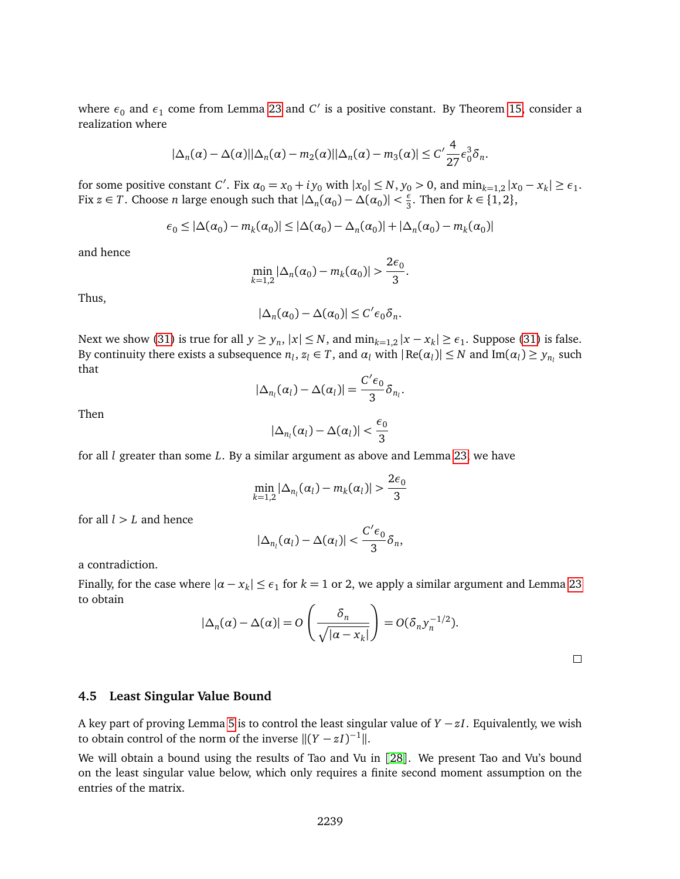where $\epsilon_0$ and $\epsilon_1$ come from Lemma 23 and $C'$ is a positive constant. By Theorem 15, consider a realization where

$$|\Delta_n(\alpha) - \Delta(\alpha)||\Delta_n(\alpha) - m_2(\alpha)||\Delta_n(\alpha) - m_3(\alpha)| \le C' \frac{4}{27}\epsilon_0^3 \delta_n.$$

for some positive constant $C'$. Fix $\alpha_0 = x_0 + iy_0$ with $|x_0| \le N, y_0 > 0$, and $\min_{k=1,2} |x_0 - x_k| \ge \epsilon_1$. Fix $z \in T$. Choose $n$ large enough such that $|\Delta_n(\alpha_0) - \Delta(\alpha_0)| < \frac{\epsilon}{3}$. Then for $k \in \{1, 2\}$,

$$\epsilon_0 \le |\Delta(\alpha_0) - m_k(\alpha_0)| \le |\Delta(\alpha_0) - \Delta_n(\alpha_0)| + |\Delta_n(\alpha_0) - m_k(\alpha_0)|$$

and hence

$$\min_{k=1,2} |\Delta_n(\alpha_0) - m_k(\alpha_0)| > \frac{2\epsilon_0}{3}.$$

Thus,

$$|\Delta_n(\alpha_0) - \Delta(\alpha_0)| \le C'\epsilon_0\delta_n.$$

Next we show (31) is true for all $y \ge y_n$, $|x| \le N$, and $\min_{k=1,2} |x - x_k| \ge \epsilon_1$. Suppose (31) is false. By continuity there exists a subsequence $n_l$, $z_l \in T$, and $\alpha_l$ with $|\text{Re}(\alpha_l)| \le N$ and $\text{Im}(\alpha_l) \ge y_{n_l}$ such that

$$|\Delta_{n_l}(\alpha_l) - \Delta(\alpha_l)| = \frac{C'\epsilon_0}{3}\delta_{n_l}.$$

Then

$$|\Delta_{n_l}(\alpha_l) - \Delta(\alpha_l)| < \frac{\epsilon_0}{3}$$

for all $l$ greater than some $L$. By a similar argument as above and Lemma 23, we have

$$\min_{k=1,2} |\Delta_{n_l}(\alpha_l) - m_k(\alpha_l)| > \frac{2\epsilon_0}{3}$$

for all $l > L$ and hence

$$|\Delta_{n_l}(\alpha_l) - \Delta(\alpha_l)| < \frac{C'\epsilon_0}{3}\delta_n,$$

a contradiction.

Finally, for the case where $|\alpha - x_k| \le \epsilon_1$ for $k = 1$ or 2, we apply a similar argument and Lemma 23 to obtain

$$|\Delta_n(\alpha) - \Delta(\alpha)| = O\left(\frac{\delta_n}{\sqrt{|\alpha - x_k|}}\right) = O(\delta_n y_n^{-1/2}).$$

□

### 4.5 Least Singular Value Bound

A key part of proving Lemma 5 is to control the least singular value of $Y - zI$. Equivalently, we wish to obtain control of the norm of the inverse $\|(Y - zI)^{-1}\|$.

We will obtain a bound using the results of Tao and Vu in [28]. We present Tao and Vu's bound on the least singular value below, which only requires a finite second moment assumption on the entries of the matrix.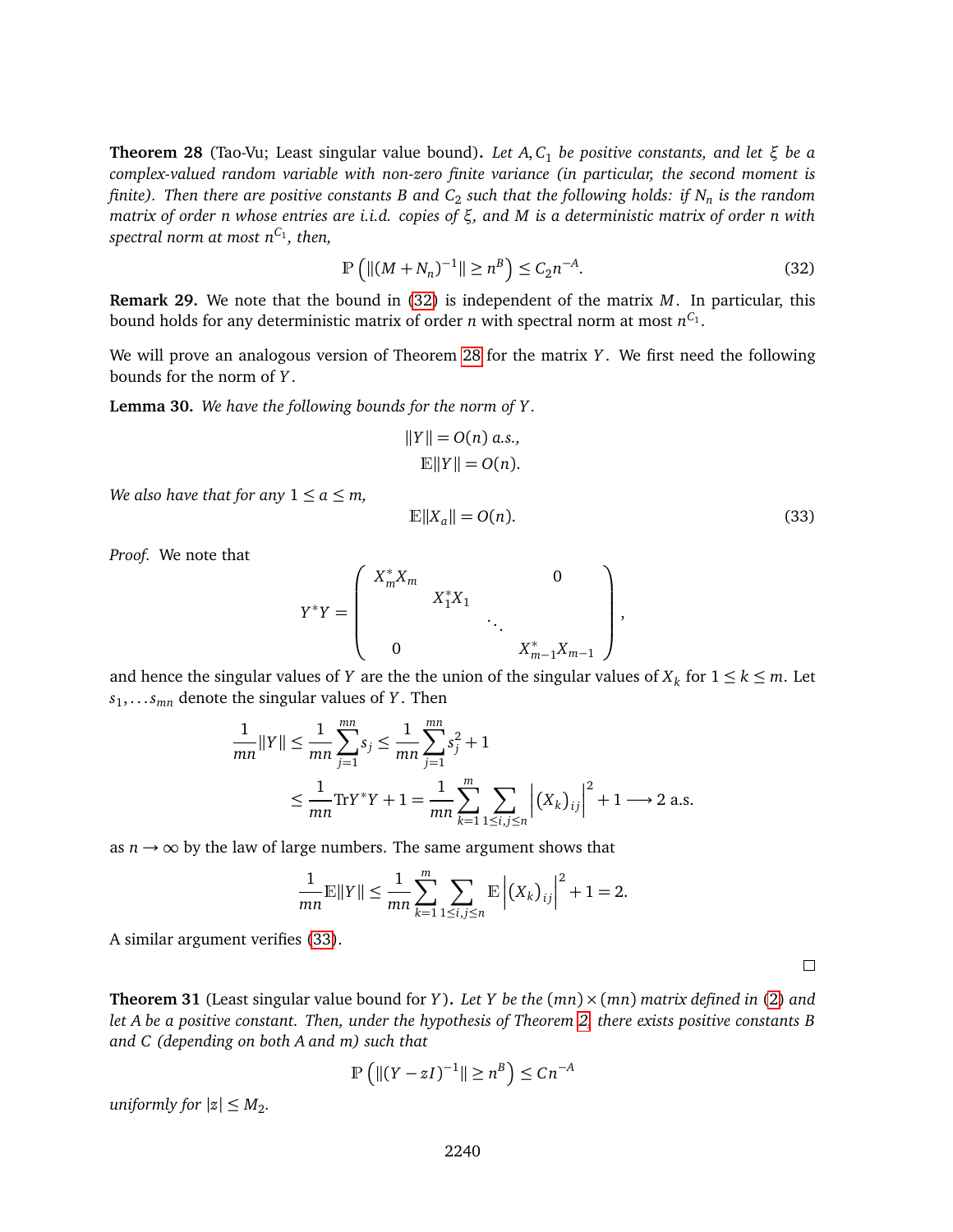**Theorem 28** (Tao-Vu; Least singular value bound)**.** *Let $A, C_1$ be positive constants, and let $\xi$ be a complex-valued random variable with non-zero finite variance (in particular, the second moment is finite). Then there are positive constants $B$ and $C_2$ such that the following holds: if $N_n$ is the random matrix of order $n$ whose entries are i.i.d. copies of $\xi$, and $M$ is a deterministic matrix of order $n$ with spectral norm at most $n^{C_1}$, then,*

$$\mathbb{P}\left(\|(M+N_n)^{-1}\| \geq n^B\right) \leq C_2 n^{-A}. \tag{32}$$

**Remark 29.** We note that the bound in (32) is independent of the matrix $M$. In particular, this bound holds for any deterministic matrix of order $n$ with spectral norm at most $n^{C_1}$.

We will prove an analogous version of Theorem 28 for the matrix $Y$. We first need the following bounds for the norm of $Y$.

**Lemma 30.** *We have the following bounds for the norm of $Y$.*

$$\|Y\| = O(n) \text{ a.s.},$$
$$\mathbb{E}\|Y\| = O(n).$$

*We also have that for any $1 \leq a \leq m$,*

$$\mathbb{E}\|X_a\| = O(n). \tag{33}$$

*Proof.* We note that

$$Y^*Y = \begin{pmatrix} X_m^*X_m & & & 0 \\ & X_1^*X_1 & & \\ & & \ddots & \\ 0 & & & X_{m-1}^*X_{m-1} \end{pmatrix},$$

and hence the singular values of $Y$ are the the union of the singular values of $X_k$ for $1 \leq k \leq m$. Let $s_1, \ldots s_{mn}$ denote the singular values of $Y$. Then

$$\begin{aligned}
\frac{1}{mn}\|Y\| &\leq \frac{1}{mn}\sum_{j=1}^{mn} s_j \leq \frac{1}{mn}\sum_{j=1}^{mn} s_j^2 + 1 \\
&\leq \frac{1}{mn}\mathrm{Tr}Y^*Y + 1 = \frac{1}{mn}\sum_{k=1}^{m}\sum_{1\leq i,j\leq n}\left|\left(X_k\right)_{ij}\right|^2 + 1 \longrightarrow 2 \text{ a.s.}
\end{aligned}$$

as $n \to \infty$ by the law of large numbers. The same argument shows that

$$\frac{1}{mn}\mathbb{E}\|Y\| \leq \frac{1}{mn}\sum_{k=1}^{m}\sum_{1\leq i,j\leq n}\mathbb{E}\left|\left(X_k\right)_{ij}\right|^2 + 1 = 2.$$

A similar argument verifies (33).

□

**Theorem 31** (Least singular value bound for $Y$)**.** *Let $Y$ be the $(mn) \times (mn)$ matrix defined in (2) and let $A$ be a positive constant. Then, under the hypothesis of Theorem 2, there exists positive constants $B$ and $C$ (depending on both $A$ and $m$) such that*

$$\mathbb{P}\left(\|(Y - zI)^{-1}\| \geq n^B\right) \leq Cn^{-A}$$

*uniformly for $|z| \leq M_2$.*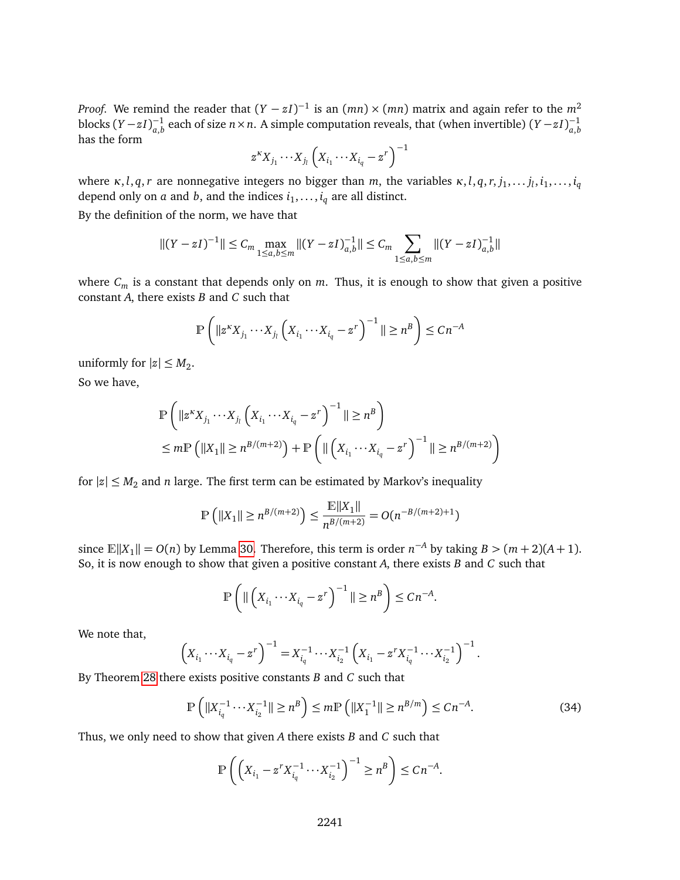*Proof.* We remind the reader that $(Y - zI)^{-1}$ is an $(mn) \times (mn)$ matrix and again refer to the $m^2$ blocks $(Y - zI)^{-1}_{a,b}$ each of size $n \times n$. A simple computation reveals, that (when invertible) $(Y - zI)^{-1}_{a,b}$ has the form

$$z^{\kappa} X_{j_1} \cdots X_{j_l} \left( X_{i_1} \cdots X_{i_q} - z^r \right)^{-1}$$

where $\kappa, l, q, r$ are nonnegative integers no bigger than $m$, the variables $\kappa, l, q, r, j_1, \ldots j_l, i_1, \ldots, i_q$ depend only on $a$ and $b$, and the indices $i_1, \ldots, i_q$ are all distinct.

By the definition of the norm, we have that

$$\|(Y - zI)^{-1}\| \leq C_m \max_{1 \leq a,b \leq m} \|(Y - zI)^{-1}_{a,b}\| \leq C_m \sum_{1 \leq a,b \leq m} \|(Y - zI)^{-1}_{a,b}\|$$

where $C_m$ is a constant that depends only on $m$. Thus, it is enough to show that given a positive constant $A$, there exists $B$ and $C$ such that

$$\mathbb{P}\left( \|z^{\kappa} X_{j_1} \cdots X_{j_l} \left( X_{i_1} \cdots X_{i_q} - z^r \right)^{-1} \| \geq n^B \right) \leq C n^{-A}$$

uniformly for $|z| \leq M_2$.

So we have,

$$\begin{aligned}
&\mathbb{P}\left( \|z^{\kappa} X_{j_1} \cdots X_{j_l} \left( X_{i_1} \cdots X_{i_q} - z^r \right)^{-1} \| \geq n^B \right) \\
&\leq m \mathbb{P}\left( \|X_1\| \geq n^{B/(m+2)} \right) + \mathbb{P}\left( \| \left( X_{i_1} \cdots X_{i_q} - z^r \right)^{-1} \| \geq n^{B/(m+2)} \right)
\end{aligned}$$

for $|z| \leq M_2$ and $n$ large. The first term can be estimated by Markov's inequality

$$\mathbb{P}\left( \|X_1\| \geq n^{B/(m+2)} \right) \leq \frac{\mathbb{E}\|X_1\|}{n^{B/(m+2)}} = O(n^{-B/(m+2)+1})$$

since $\mathbb{E}\|X_1\| = O(n)$ by Lemma 30. Therefore, this term is order $n^{-A}$ by taking $B > (m+2)(A+1)$. So, it is now enough to show that given a positive constant $A$, there exists $B$ and $C$ such that

$$\mathbb{P}\left( \| \left( X_{i_1} \cdots X_{i_q} - z^r \right)^{-1} \| \geq n^B \right) \leq C n^{-A}.$$

We note that,

$$\left( X_{i_1} \cdots X_{i_q} - z^r \right)^{-1} = X_{i_q}^{-1} \cdots X_{i_2}^{-1} \left( X_{i_1} - z^r X_{i_q}^{-1} \cdots X_{i_2}^{-1} \right)^{-1}.$$

By Theorem 28 there exists positive constants $B$ and $C$ such that

$$\mathbb{P}\left( \|X_{i_q}^{-1} \cdots X_{i_2}^{-1}\| \geq n^B \right) \leq m \mathbb{P}\left( \|X_1^{-1}\| \geq n^{B/m} \right) \leq C n^{-A}. \tag{34}$$

Thus, we only need to show that given $A$ there exists $B$ and $C$ such that

$$\mathbb{P}\left( \left( X_{i_1} - z^r X_{i_q}^{-1} \cdots X_{i_2}^{-1} \right)^{-1} \geq n^B \right) \leq C n^{-A}.$$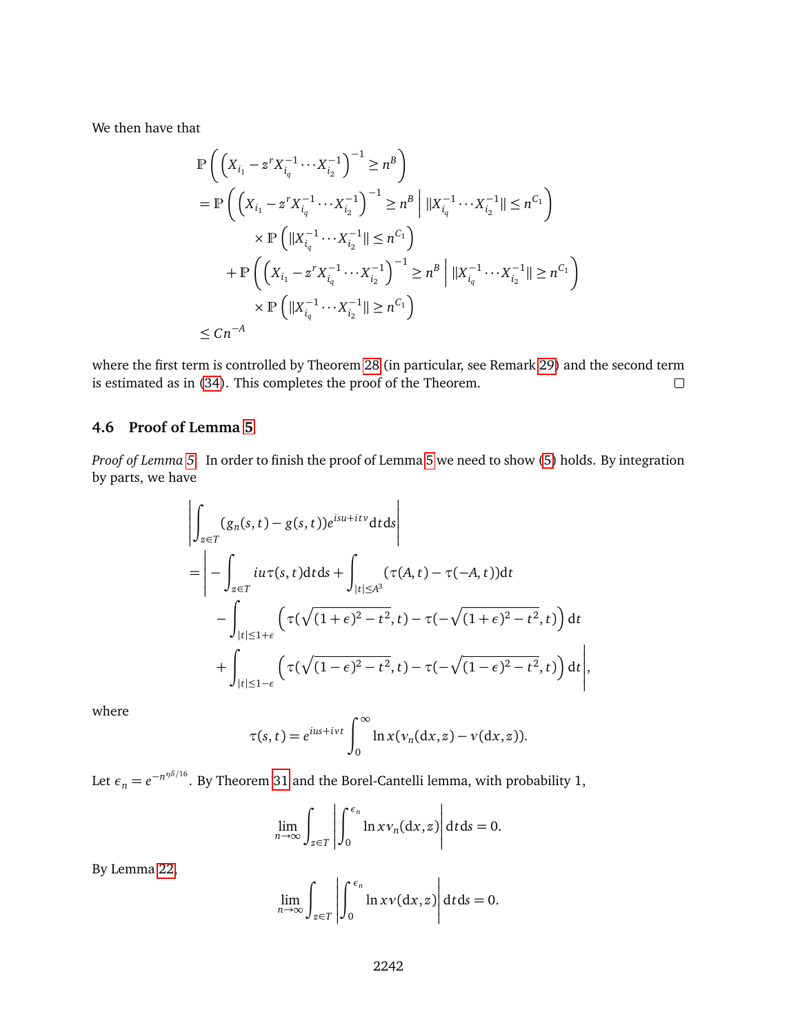We then have that

$$
\begin{aligned}
&\mathbb{P}\left(\left(X_{i_1}-z^r X_{i_q}^{-1}\cdots X_{i_2}^{-1}\right)^{-1}\geq n^B\right)\\
&=\mathbb{P}\left(\left(X_{i_1}-z^r X_{i_q}^{-1}\cdots X_{i_2}^{-1}\right)^{-1}\geq n^B \,\middle|\, \|X_{i_q}^{-1}\cdots X_{i_2}^{-1}\|\leq n^{C_1}\right)\\
&\qquad\times\mathbb{P}\left(\|X_{i_q}^{-1}\cdots X_{i_2}^{-1}\|\leq n^{C_1}\right)\\
&\quad+\mathbb{P}\left(\left(X_{i_1}-z^r X_{i_q}^{-1}\cdots X_{i_2}^{-1}\right)^{-1}\geq n^B \,\middle|\, \|X_{i_q}^{-1}\cdots X_{i_2}^{-1}\|\geq n^{C_1}\right)\\
&\qquad\times\mathbb{P}\left(\|X_{i_q}^{-1}\cdots X_{i_2}^{-1}\|\geq n^{C_1}\right)\\
&\leq Cn^{-A}
\end{aligned}
$$

where the first term is controlled by Theorem 28 (in particular, see Remark 29) and the second term is estimated as in (34). This completes the proof of the Theorem. □

### 4.6 Proof of Lemma 5

*Proof of Lemma 5.* In order to finish the proof of Lemma 5 we need to show (5) holds. By integration by parts, we have

$$
\begin{aligned}
&\left|\int_{z\in T}(g_n(s,t)-g(s,t))e^{isu+itv}\mathrm{d}t\mathrm{d}s\right|\\
&=\Bigg|-\int_{z\in T} iu\tau(s,t)\mathrm{d}t\mathrm{d}s+\int_{|t|\leq A^3}(\tau(A,t)-\tau(-A,t))\mathrm{d}t\\
&\quad-\int_{|t|\leq 1+\epsilon}\left(\tau(\sqrt{(1+\epsilon)^2-t^2},t)-\tau(-\sqrt{(1+\epsilon)^2-t^2},t)\right)\mathrm{d}t\\
&\quad+\int_{|t|\leq 1-\epsilon}\left(\tau(\sqrt{(1-\epsilon)^2-t^2},t)-\tau(-\sqrt{(1-\epsilon)^2-t^2},t)\right)\mathrm{d}t\Bigg|,
\end{aligned}
$$

where

$$
\tau(s,t)=e^{ius+ivt}\int_0^\infty \ln x(\nu_n(\mathrm{d}x,z)-\nu(\mathrm{d}x,z)).
$$

Let $\epsilon_n=e^{-n^{\eta\delta/16}}$. By Theorem 31 and the Borel-Cantelli lemma, with probability 1,

$$
\lim_{n\to\infty}\int_{z\in T}\left|\int_0^{\epsilon_n}\ln x\nu_n(\mathrm{d}x,z)\right|\mathrm{d}t\mathrm{d}s=0.
$$

By Lemma 22,

$$
\lim_{n\to\infty}\int_{z\in T}\left|\int_0^{\epsilon_n}\ln x\nu(\mathrm{d}x,z)\right|\mathrm{d}t\mathrm{d}s=0.
$$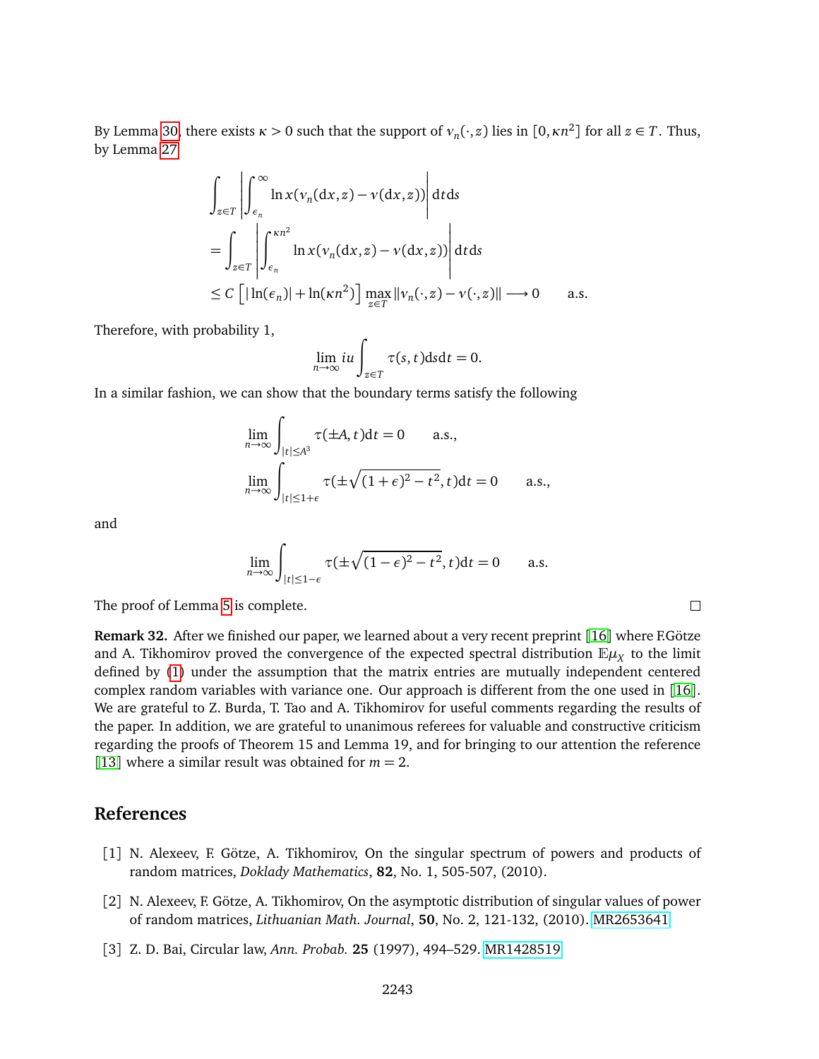By Lemma 30, there exists $\kappa > 0$ such that the support of $\nu_n(\cdot, z)$ lies in $[0, \kappa n^2]$ for all $z \in T$. Thus, by Lemma 27

$$
\begin{aligned}
&\int_{z\in T} \left| \int_{\epsilon_n}^{\infty} \ln x (\nu_n(\mathrm{d}x, z) - \nu(\mathrm{d}x, z)) \right| \mathrm{d}t\mathrm{d}s \\
&= \int_{z\in T} \left| \int_{\epsilon_n}^{\kappa n^2} \ln x (\nu_n(\mathrm{d}x, z) - \nu(\mathrm{d}x, z)) \right| \mathrm{d}t\mathrm{d}s \\
&\leq C \left[ |\ln(\epsilon_n)| + \ln(\kappa n^2) \right] \max_{z\in T} \|\nu_n(\cdot, z) - \nu(\cdot, z)\| \longrightarrow 0 \qquad \text{a.s.}
\end{aligned}
$$

Therefore, with probability 1,

$$
\lim_{n\to\infty} iu \int_{z\in T} \tau(s, t)\mathrm{d}s\mathrm{d}t = 0.
$$

In a similar fashion, we can show that the boundary terms satisfy the following

$$
\lim_{n\to\infty} \int_{|t|\leq A^3} \tau(\pm A, t)\mathrm{d}t = 0 \qquad \text{a.s.,}
$$

$$
\lim_{n\to\infty} \int_{|t|\leq 1+\epsilon} \tau(\pm\sqrt{(1+\epsilon)^2 - t^2}, t)\mathrm{d}t = 0 \qquad \text{a.s.,}
$$

and

$$
\lim_{n\to\infty} \int_{|t|\leq 1-\epsilon} \tau(\pm\sqrt{(1-\epsilon)^2 - t^2}, t)\mathrm{d}t = 0 \qquad \text{a.s.}
$$

The proof of Lemma 5 is complete. □

**Remark 32.** After we finished our paper, we learned about a very recent preprint [16] where F.Götze and A. Tikhomirov proved the convergence of the expected spectral distribution $\mathbb{E}\mu_X$ to the limit defined by (1) under the assumption that the matrix entries are mutually independent centered complex random variables with variance one. Our approach is different from the one used in [16]. We are grateful to Z. Burda, T. Tao and A. Tikhomirov for useful comments regarding the results of the paper. In addition, we are grateful to unanimous referees for valuable and constructive criticism regarding the proofs of Theorem 15 and Lemma 19, and for bringing to our attention the reference [13] where a similar result was obtained for $m = 2$.

## References

[1] N. Alexeev, F. Götze, A. Tikhomirov, On the singular spectrum of powers and products of random matrices, *Doklady Mathematics*, **82**, No. 1, 505-507, (2010).

[2] N. Alexeev, F. Götze, A. Tikhomirov, On the asymptotic distribution of singular values of power of random matrices, *Lithuanian Math. Journal*, **50**, No. 2, 121-132, (2010). MR2653641

[3] Z. D. Bai, Circular law, *Ann. Probab.* **25** (1997), 494–529. MR1428519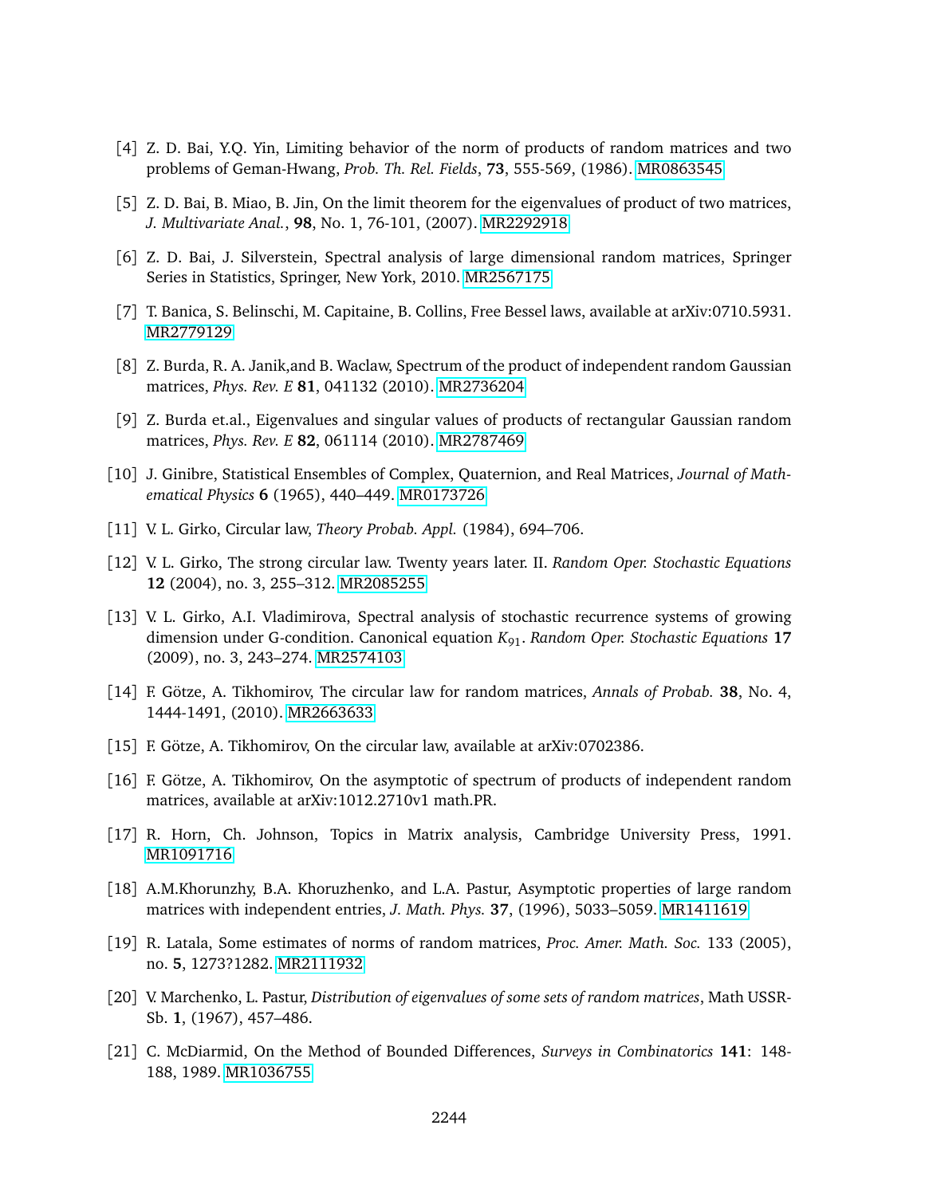[4] Z. D. Bai, Y.Q. Yin, Limiting behavior of the norm of products of random matrices and two problems of Geman-Hwang, *Prob. Th. Rel. Fields*, **73**, 555-569, (1986). MR0863545

[5] Z. D. Bai, B. Miao, B. Jin, On the limit theorem for the eigenvalues of product of two matrices, *J. Multivariate Anal.*, **98**, No. 1, 76-101, (2007). MR2292918

[6] Z. D. Bai, J. Silverstein, Spectral analysis of large dimensional random matrices, Springer Series in Statistics, Springer, New York, 2010. MR2567175

[7] T. Banica, S. Belinschi, M. Capitaine, B. Collins, Free Bessel laws, available at arXiv:0710.5931. MR2779129

[8] Z. Burda, R. A. Janik,and B. Waclaw, Spectrum of the product of independent random Gaussian matrices, *Phys. Rev. E* **81**, 041132 (2010). MR2736204

[9] Z. Burda et.al., Eigenvalues and singular values of products of rectangular Gaussian random matrices, *Phys. Rev. E* **82**, 061114 (2010). MR2787469

[10] J. Ginibre, Statistical Ensembles of Complex, Quaternion, and Real Matrices, *Journal of Mathematical Physics* **6** (1965), 440–449. MR0173726

[11] V. L. Girko, Circular law, *Theory Probab. Appl.* (1984), 694–706.

[12] V. L. Girko, The strong circular law. Twenty years later. II. *Random Oper. Stochastic Equations* **12** (2004), no. 3, 255–312. MR2085255

[13] V. L. Girko, A.I. Vladimirova, Spectral analysis of stochastic recurrence systems of growing dimension under G-condition. Canonical equation $K_{91}$. *Random Oper. Stochastic Equations* **17** (2009), no. 3, 243–274. MR2574103

[14] F. Götze, A. Tikhomirov, The circular law for random matrices, *Annals of Probab.* **38**, No. 4, 1444-1491, (2010). MR2663633

[15] F. Götze, A. Tikhomirov, On the circular law, available at arXiv:0702386.

[16] F. Götze, A. Tikhomirov, On the asymptotic of spectrum of products of independent random matrices, available at arXiv:1012.2710v1 math.PR.

[17] R. Horn, Ch. Johnson, Topics in Matrix analysis, Cambridge University Press, 1991. MR1091716

[18] A.M.Khorunzhy, B.A. Khoruzhenko, and L.A. Pastur, Asymptotic properties of large random matrices with independent entries, *J. Math. Phys.* **37**, (1996), 5033–5059. MR1411619

[19] R. Latala, Some estimates of norms of random matrices, *Proc. Amer. Math. Soc.* 133 (2005), no. **5**, 1273?1282. MR2111932

[20] V. Marchenko, L. Pastur, *Distribution of eigenvalues of some sets of random matrices*, Math USSR-Sb. **1**, (1967), 457–486.

[21] C. McDiarmid, On the Method of Bounded Differences, *Surveys in Combinatorics* **141**: 148-188, 1989. MR1036755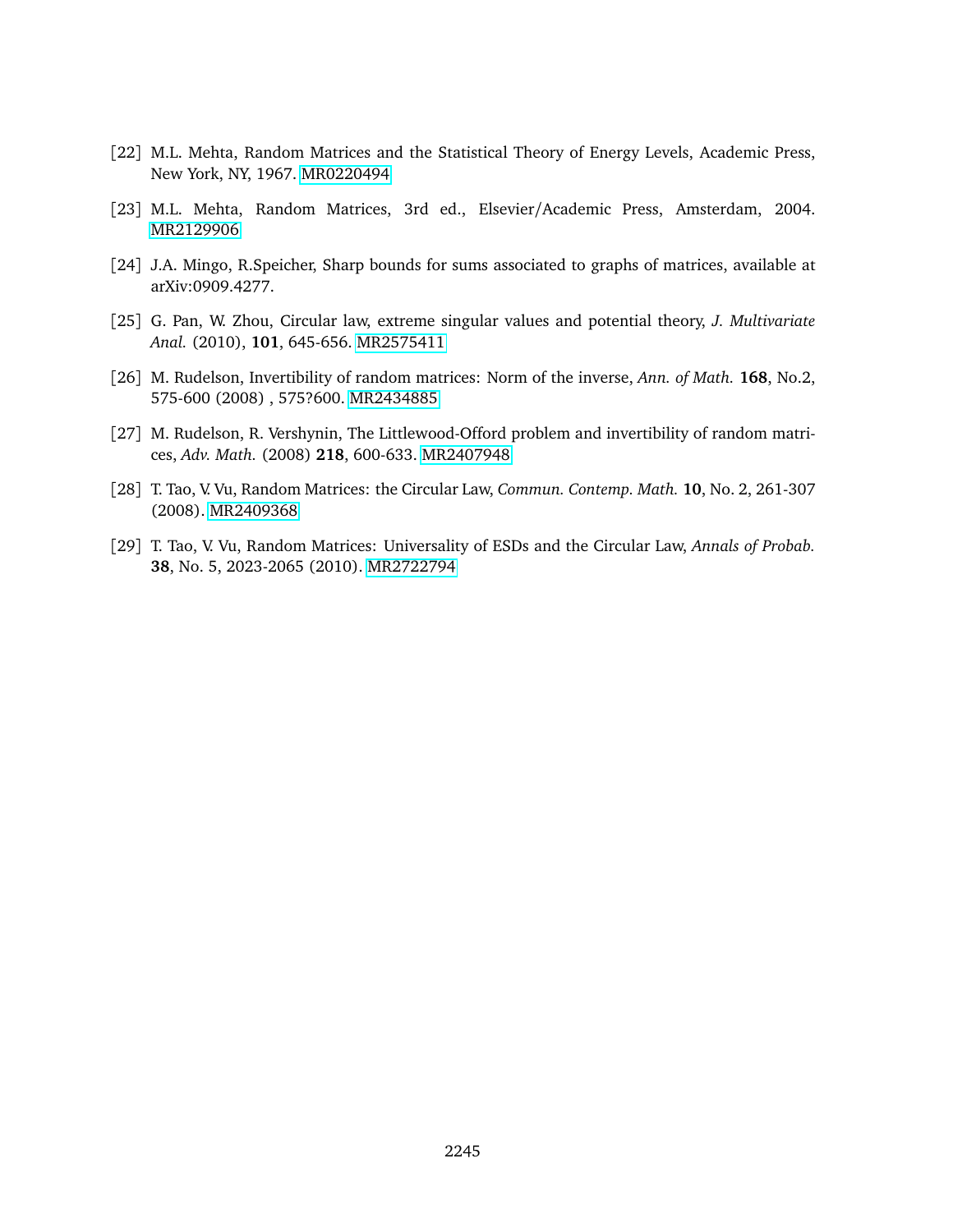[22] M.L. Mehta, Random Matrices and the Statistical Theory of Energy Levels, Academic Press, New York, NY, 1967. MR0220494

[23] M.L. Mehta, Random Matrices, 3rd ed., Elsevier/Academic Press, Amsterdam, 2004. MR2129906

[24] J.A. Mingo, R.Speicher, Sharp bounds for sums associated to graphs of matrices, available at arXiv:0909.4277.

[25] G. Pan, W. Zhou, Circular law, extreme singular values and potential theory, *J. Multivariate Anal.* (2010), **101**, 645-656. MR2575411

[26] M. Rudelson, Invertibility of random matrices: Norm of the inverse, *Ann. of Math.* **168**, No.2, 575-600 (2008) , 575?600. MR2434885

[27] M. Rudelson, R. Vershynin, The Littlewood-Offord problem and invertibility of random matrices, *Adv. Math.* (2008) **218**, 600-633. MR2407948

[28] T. Tao, V. Vu, Random Matrices: the Circular Law, *Commun. Contemp. Math.* **10**, No. 2, 261-307 (2008). MR2409368

[29] T. Tao, V. Vu, Random Matrices: Universality of ESDs and the Circular Law, *Annals of Probab.* **38**, No. 5, 2023-2065 (2010). MR2722794